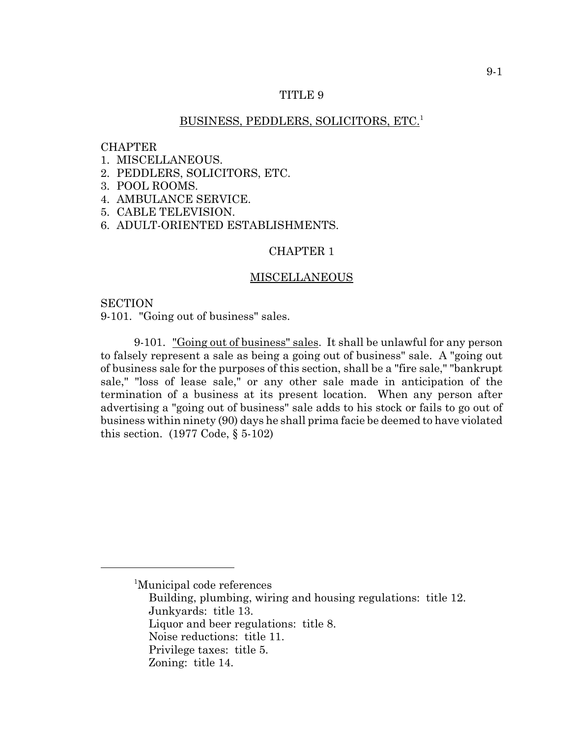# TITLE 9

## BUSINESS, PEDDLERS, SOLICITORS, ETC.[1]

CHAPTER
1. MISCELLANEOUS.
2. PEDDLERS, SOLICITORS, ETC.
3. POOL ROOMS.
4. AMBULANCE SERVICE.
5. CABLE TELEVISION.
6. ADULT-ORIENTED ESTABLISHMENTS.

## CHAPTER 1

## MISCELLANEOUS

SECTION
9-101. "Going out of business" sales.

9-101. "Going out of business" sales. It shall be unlawful for any person to falsely represent a sale as being a going out of business" sale. A "going out of business sale for the purposes of this section, shall be a "fire sale," "bankrupt sale," "loss of lease sale," or any other sale made in anticipation of the termination of a business at its present location. When any person after advertising a "going out of business" sale adds to his stock or fails to go out of business within ninety (90) days he shall prima facie be deemed to have violated this section. (1977 Code, § 5-102)

---

[1]Municipal code references
Building, plumbing, wiring and housing regulations: title 12.
Junkyards: title 13.
Liquor and beer regulations: title 8.
Noise reductions: title 11.
Privilege taxes: title 5.
Zoning: title 14.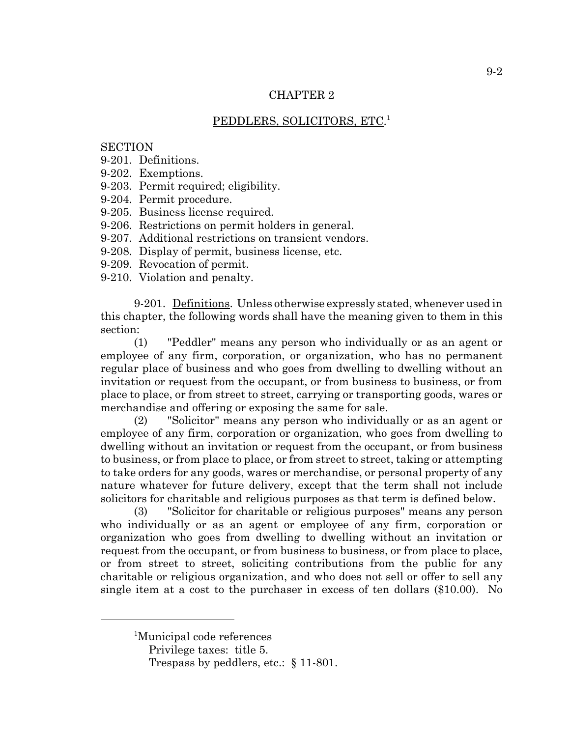# CHAPTER 2

## PEDDLERS, SOLICITORS, ETC.[1]

SECTION
9-201. Definitions.
9-202. Exemptions.
9-203. Permit required; eligibility.
9-204. Permit procedure.
9-205. Business license required.
9-206. Restrictions on permit holders in general.
9-207. Additional restrictions on transient vendors.
9-208. Display of permit, business license, etc.
9-209. Revocation of permit.
9-210. Violation and penalty.

9-201. Definitions. Unless otherwise expressly stated, whenever used in this chapter, the following words shall have the meaning given to them in this section:

(1) "Peddler" means any person who individually or as an agent or employee of any firm, corporation, or organization, who has no permanent regular place of business and who goes from dwelling to dwelling without an invitation or request from the occupant, or from business to business, or from place to place, or from street to street, carrying or transporting goods, wares or merchandise and offering or exposing the same for sale.

(2) "Solicitor" means any person who individually or as an agent or employee of any firm, corporation or organization, who goes from dwelling to dwelling without an invitation or request from the occupant, or from business to business, or from place to place, or from street to street, taking or attempting to take orders for any goods, wares or merchandise, or personal property of any nature whatever for future delivery, except that the term shall not include solicitors for charitable and religious purposes as that term is defined below.

(3) "Solicitor for charitable or religious purposes" means any person who individually or as an agent or employee of any firm, corporation or organization who goes from dwelling to dwelling without an invitation or request from the occupant, or from business to business, or from place to place, or from street to street, soliciting contributions from the public for any charitable or religious organization, and who does not sell or offer to sell any single item at a cost to the purchaser in excess of ten dollars ($10.00). No

---

[1]Municipal code references
Privilege taxes: title 5.
Trespass by peddlers, etc.: § 11-801.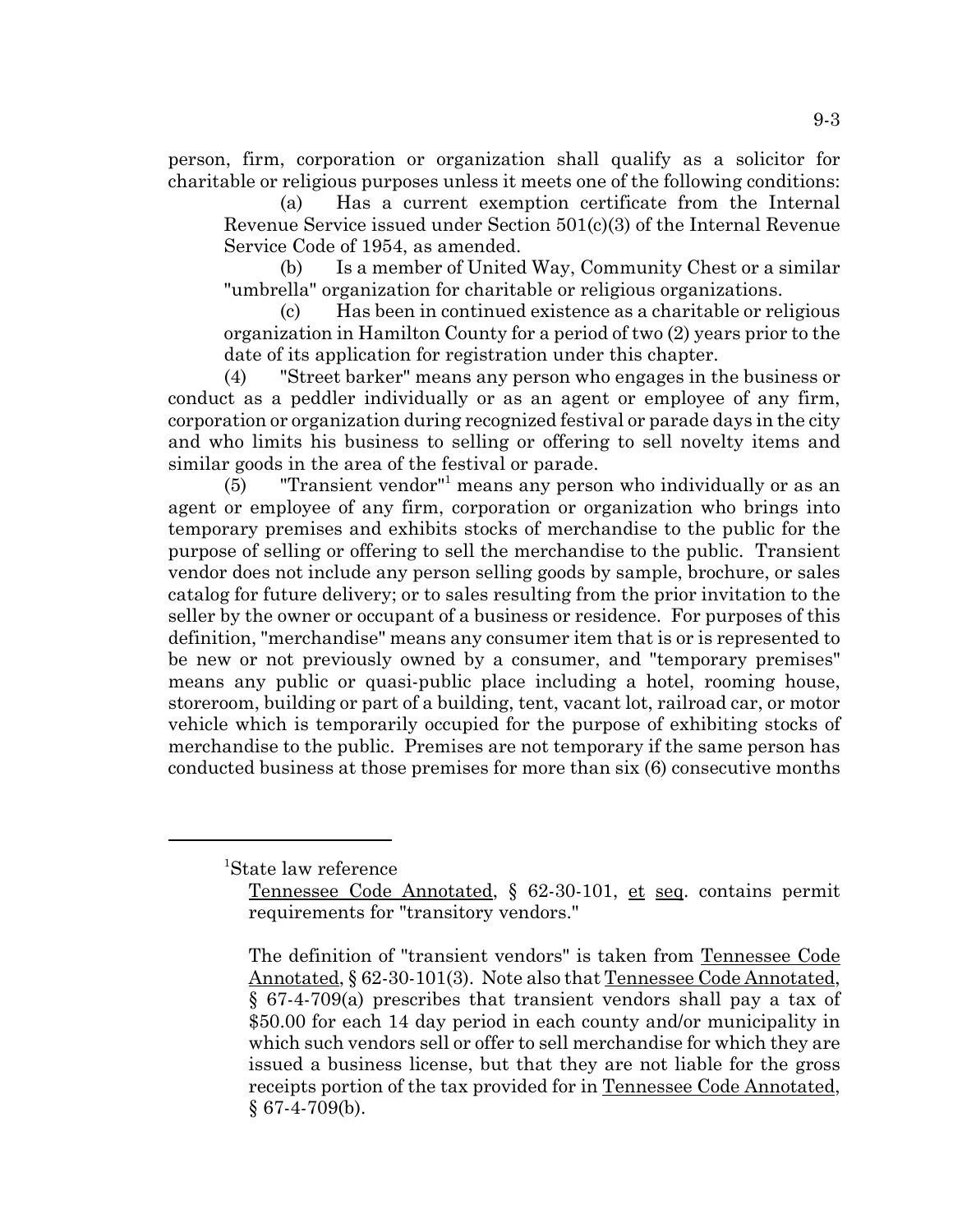person, firm, corporation or organization shall qualify as a solicitor for charitable or religious purposes unless it meets one of the following conditions:

(a) Has a current exemption certificate from the Internal Revenue Service issued under Section 501(c)(3) of the Internal Revenue Service Code of 1954, as amended.

(b) Is a member of United Way, Community Chest or a similar "umbrella" organization for charitable or religious organizations.

(c) Has been in continued existence as a charitable or religious organization in Hamilton County for a period of two (2) years prior to the date of its application for registration under this chapter.

(4) "Street barker" means any person who engages in the business or conduct as a peddler individually or as an agent or employee of any firm, corporation or organization during recognized festival or parade days in the city and who limits his business to selling or offering to sell novelty items and similar goods in the area of the festival or parade.

(5) "Transient vendor"[1] means any person who individually or as an agent or employee of any firm, corporation or organization who brings into temporary premises and exhibits stocks of merchandise to the public for the purpose of selling or offering to sell the merchandise to the public. Transient vendor does not include any person selling goods by sample, brochure, or sales catalog for future delivery; or to sales resulting from the prior invitation to the seller by the owner or occupant of a business or residence. For purposes of this definition, "merchandise" means any consumer item that is or is represented to be new or not previously owned by a consumer, and "temporary premises" means any public or quasi-public place including a hotel, rooming house, storeroom, building or part of a building, tent, vacant lot, railroad car, or motor vehicle which is temporarily occupied for the purpose of exhibiting stocks of merchandise to the public. Premises are not temporary if the same person has conducted business at those premises for more than six (6) consecutive months

---

[1]State law reference

Tennessee Code Annotated, § 62-30-101, et seq. contains permit requirements for "transitory vendors."

The definition of "transient vendors" is taken from Tennessee Code Annotated, § 62-30-101(3). Note also that Tennessee Code Annotated, § 67-4-709(a) prescribes that transient vendors shall pay a tax of $50.00 for each 14 day period in each county and/or municipality in which such vendors sell or offer to sell merchandise for which they are issued a business license, but that they are not liable for the gross receipts portion of the tax provided for in Tennessee Code Annotated, § 67-4-709(b).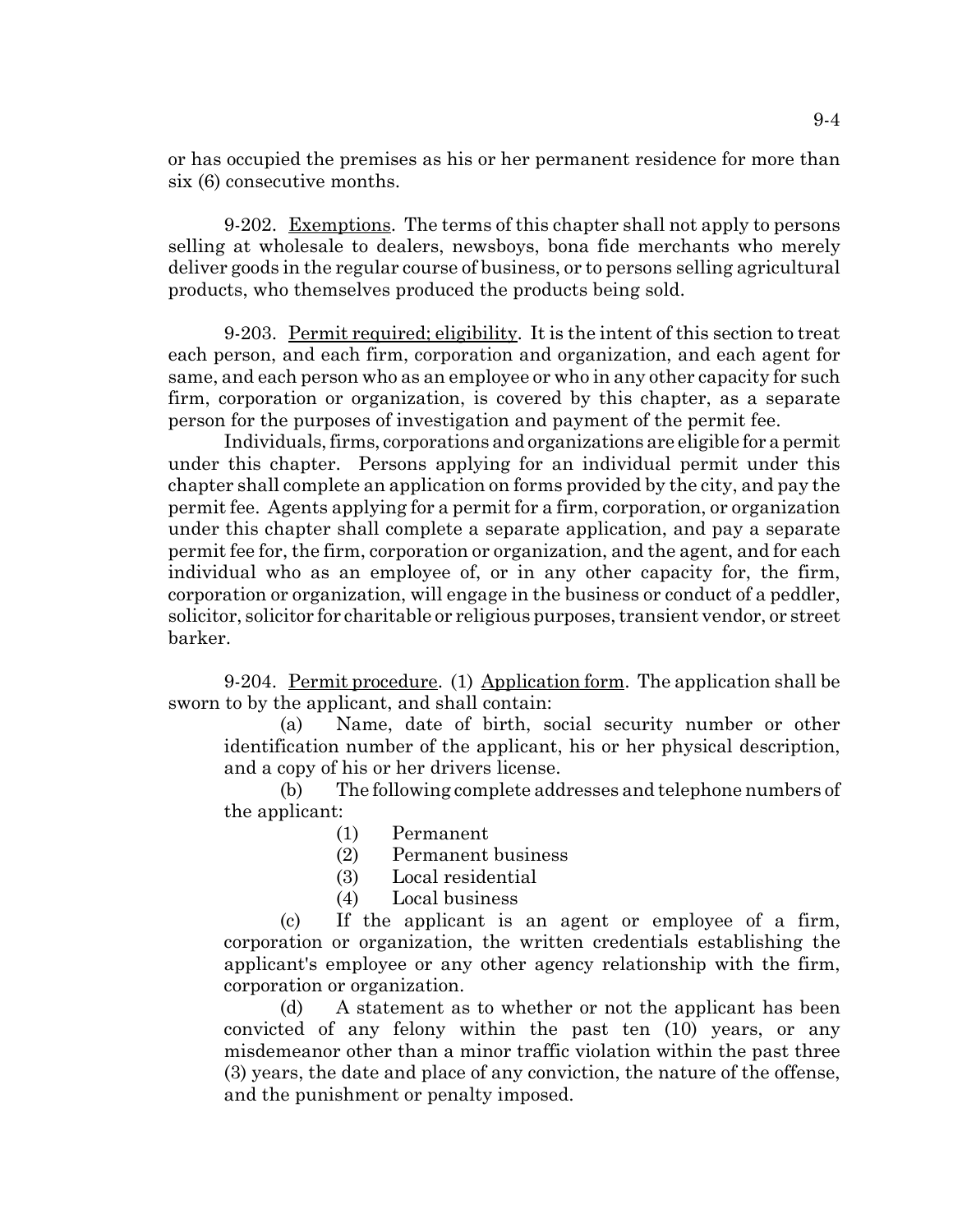or has occupied the premises as his or her permanent residence for more than six (6) consecutive months.

9-202. Exemptions. The terms of this chapter shall not apply to persons selling at wholesale to dealers, newsboys, bona fide merchants who merely deliver goods in the regular course of business, or to persons selling agricultural products, who themselves produced the products being sold.

9-203. Permit required; eligibility. It is the intent of this section to treat each person, and each firm, corporation and organization, and each agent for same, and each person who as an employee or who in any other capacity for such firm, corporation or organization, is covered by this chapter, as a separate person for the purposes of investigation and payment of the permit fee.

Individuals, firms, corporations and organizations are eligible for a permit under this chapter. Persons applying for an individual permit under this chapter shall complete an application on forms provided by the city, and pay the permit fee. Agents applying for a permit for a firm, corporation, or organization under this chapter shall complete a separate application, and pay a separate permit fee for, the firm, corporation or organization, and the agent, and for each individual who as an employee of, or in any other capacity for, the firm, corporation or organization, will engage in the business or conduct of a peddler, solicitor, solicitor for charitable or religious purposes, transient vendor, or street barker.

9-204. Permit procedure. (1) Application form. The application shall be sworn to by the applicant, and shall contain:

(a) Name, date of birth, social security number or other identification number of the applicant, his or her physical description, and a copy of his or her drivers license.

(b) The following complete addresses and telephone numbers of the applicant:

(1) Permanent
(2) Permanent business
(3) Local residential
(4) Local business

(c) If the applicant is an agent or employee of a firm, corporation or organization, the written credentials establishing the applicant's employee or any other agency relationship with the firm, corporation or organization.

(d) A statement as to whether or not the applicant has been convicted of any felony within the past ten (10) years, or any misdemeanor other than a minor traffic violation within the past three (3) years, the date and place of any conviction, the nature of the offense, and the punishment or penalty imposed.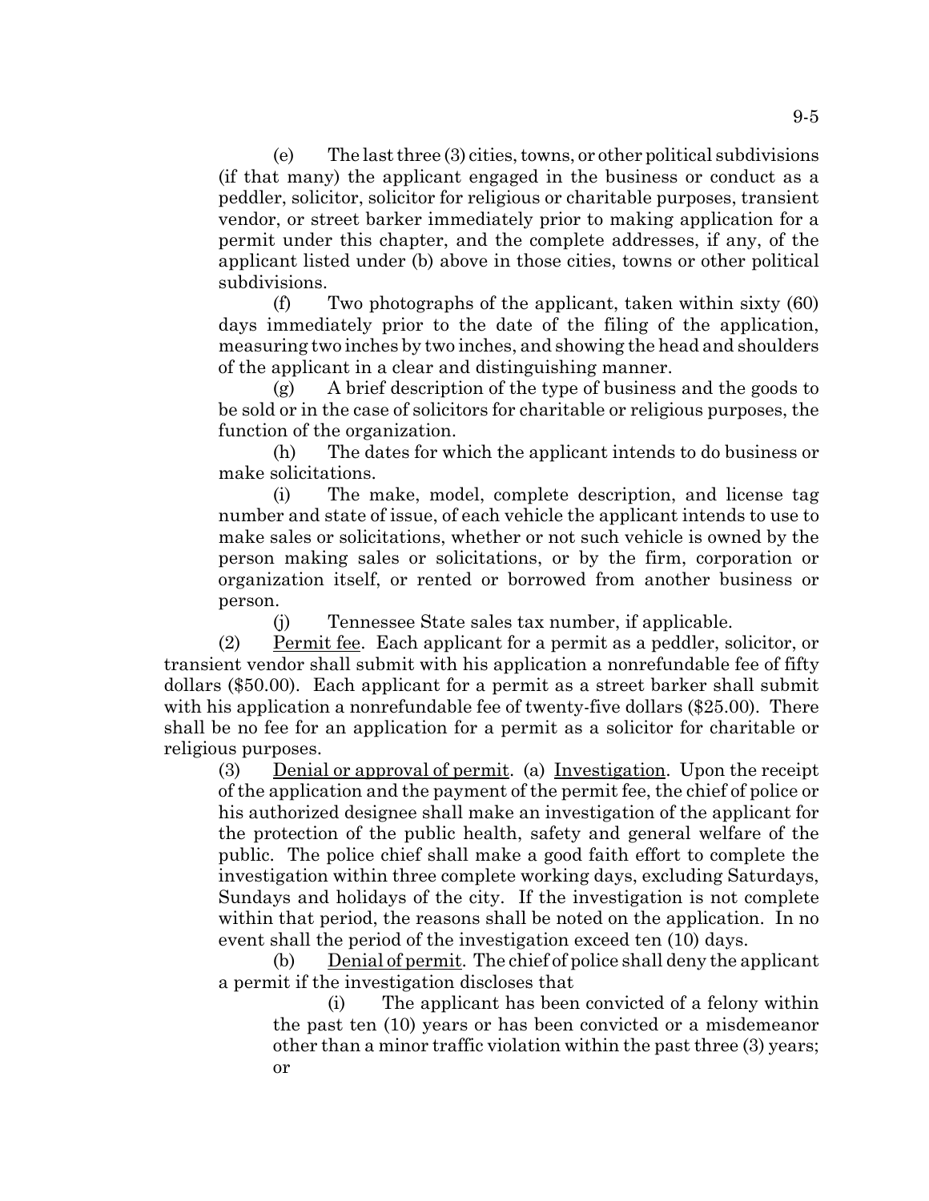(e) The last three (3) cities, towns, or other political subdivisions (if that many) the applicant engaged in the business or conduct as a peddler, solicitor, solicitor for religious or charitable purposes, transient vendor, or street barker immediately prior to making application for a permit under this chapter, and the complete addresses, if any, of the applicant listed under (b) above in those cities, towns or other political subdivisions.

(f) Two photographs of the applicant, taken within sixty (60) days immediately prior to the date of the filing of the application, measuring two inches by two inches, and showing the head and shoulders of the applicant in a clear and distinguishing manner.

(g) A brief description of the type of business and the goods to be sold or in the case of solicitors for charitable or religious purposes, the function of the organization.

(h) The dates for which the applicant intends to do business or make solicitations.

(i) The make, model, complete description, and license tag number and state of issue, of each vehicle the applicant intends to use to make sales or solicitations, whether or not such vehicle is owned by the person making sales or solicitations, or by the firm, corporation or organization itself, or rented or borrowed from another business or person.

(j) Tennessee State sales tax number, if applicable.

(2) Permit fee. Each applicant for a permit as a peddler, solicitor, or transient vendor shall submit with his application a nonrefundable fee of fifty dollars ($50.00). Each applicant for a permit as a street barker shall submit with his application a nonrefundable fee of twenty-five dollars ($25.00). There shall be no fee for an application for a permit as a solicitor for charitable or religious purposes.

(3) Denial or approval of permit. (a) Investigation. Upon the receipt of the application and the payment of the permit fee, the chief of police or his authorized designee shall make an investigation of the applicant for the protection of the public health, safety and general welfare of the public. The police chief shall make a good faith effort to complete the investigation within three complete working days, excluding Saturdays, Sundays and holidays of the city. If the investigation is not complete within that period, the reasons shall be noted on the application. In no event shall the period of the investigation exceed ten (10) days.

(b) Denial of permit. The chief of police shall deny the applicant a permit if the investigation discloses that

(i) The applicant has been convicted of a felony within the past ten (10) years or has been convicted or a misdemeanor other than a minor traffic violation within the past three (3) years; or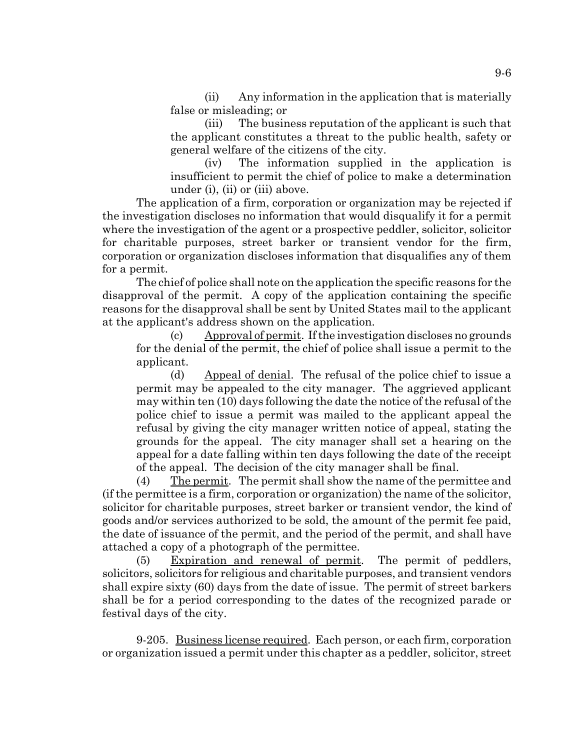(ii) Any information in the application that is materially false or misleading; or

(iii) The business reputation of the applicant is such that the applicant constitutes a threat to the public health, safety or general welfare of the citizens of the city.

(iv) The information supplied in the application is insufficient to permit the chief of police to make a determination under (i), (ii) or (iii) above.

The application of a firm, corporation or organization may be rejected if the investigation discloses no information that would disqualify it for a permit where the investigation of the agent or a prospective peddler, solicitor, solicitor for charitable purposes, street barker or transient vendor for the firm, corporation or organization discloses information that disqualifies any of them for a permit.

The chief of police shall note on the application the specific reasons for the disapproval of the permit. A copy of the application containing the specific reasons for the disapproval shall be sent by United States mail to the applicant at the applicant's address shown on the application.

(c) Approval of permit. If the investigation discloses no grounds for the denial of the permit, the chief of police shall issue a permit to the applicant.

(d) Appeal of denial. The refusal of the police chief to issue a permit may be appealed to the city manager. The aggrieved applicant may within ten (10) days following the date the notice of the refusal of the police chief to issue a permit was mailed to the applicant appeal the refusal by giving the city manager written notice of appeal, stating the grounds for the appeal. The city manager shall set a hearing on the appeal for a date falling within ten days following the date of the receipt of the appeal. The decision of the city manager shall be final.

(4) The permit. The permit shall show the name of the permittee and (if the permittee is a firm, corporation or organization) the name of the solicitor, solicitor for charitable purposes, street barker or transient vendor, the kind of goods and/or services authorized to be sold, the amount of the permit fee paid, the date of issuance of the permit, and the period of the permit, and shall have attached a copy of a photograph of the permittee.

(5) Expiration and renewal of permit. The permit of peddlers, solicitors, solicitors for religious and charitable purposes, and transient vendors shall expire sixty (60) days from the date of issue. The permit of street barkers shall be for a period corresponding to the dates of the recognized parade or festival days of the city.

9-205. Business license required. Each person, or each firm, corporation or organization issued a permit under this chapter as a peddler, solicitor, street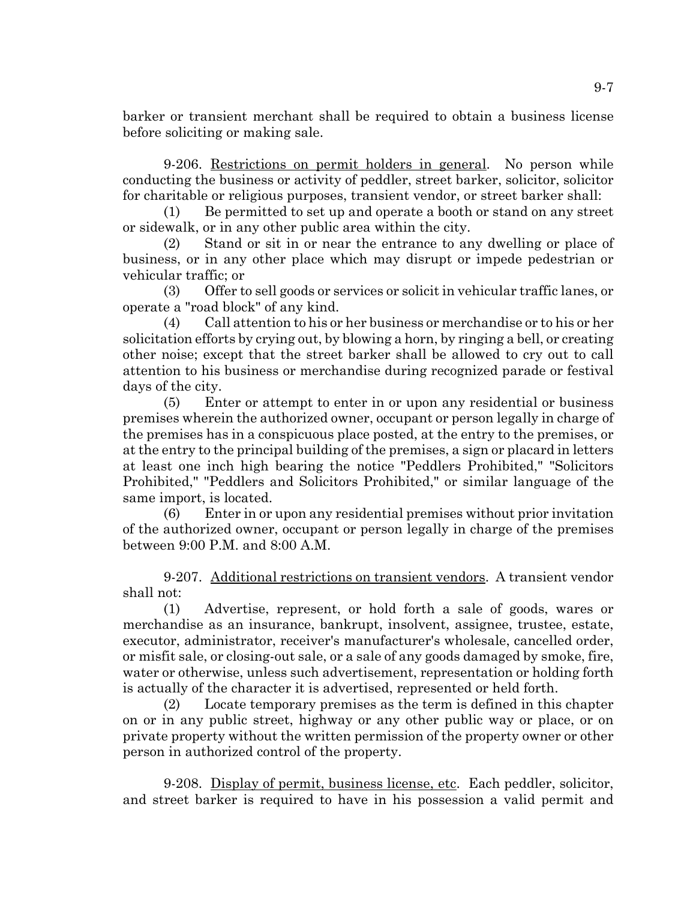barker or transient merchant shall be required to obtain a business license before soliciting or making sale.

9-206. Restrictions on permit holders in general. No person while conducting the business or activity of peddler, street barker, solicitor, solicitor for charitable or religious purposes, transient vendor, or street barker shall:

(1) Be permitted to set up and operate a booth or stand on any street or sidewalk, or in any other public area within the city.

(2) Stand or sit in or near the entrance to any dwelling or place of business, or in any other place which may disrupt or impede pedestrian or vehicular traffic; or

(3) Offer to sell goods or services or solicit in vehicular traffic lanes, or operate a "road block" of any kind.

(4) Call attention to his or her business or merchandise or to his or her solicitation efforts by crying out, by blowing a horn, by ringing a bell, or creating other noise; except that the street barker shall be allowed to cry out to call attention to his business or merchandise during recognized parade or festival days of the city.

(5) Enter or attempt to enter in or upon any residential or business premises wherein the authorized owner, occupant or person legally in charge of the premises has in a conspicuous place posted, at the entry to the premises, or at the entry to the principal building of the premises, a sign or placard in letters at least one inch high bearing the notice "Peddlers Prohibited," "Solicitors Prohibited," "Peddlers and Solicitors Prohibited," or similar language of the same import, is located.

(6) Enter in or upon any residential premises without prior invitation of the authorized owner, occupant or person legally in charge of the premises between 9:00 P.M. and 8:00 A.M.

9-207. Additional restrictions on transient vendors. A transient vendor shall not:

(1) Advertise, represent, or hold forth a sale of goods, wares or merchandise as an insurance, bankrupt, insolvent, assignee, trustee, estate, executor, administrator, receiver's manufacturer's wholesale, cancelled order, or misfit sale, or closing-out sale, or a sale of any goods damaged by smoke, fire, water or otherwise, unless such advertisement, representation or holding forth is actually of the character it is advertised, represented or held forth.

(2) Locate temporary premises as the term is defined in this chapter on or in any public street, highway or any other public way or place, or on private property without the written permission of the property owner or other person in authorized control of the property.

9-208. Display of permit, business license, etc. Each peddler, solicitor, and street barker is required to have in his possession a valid permit and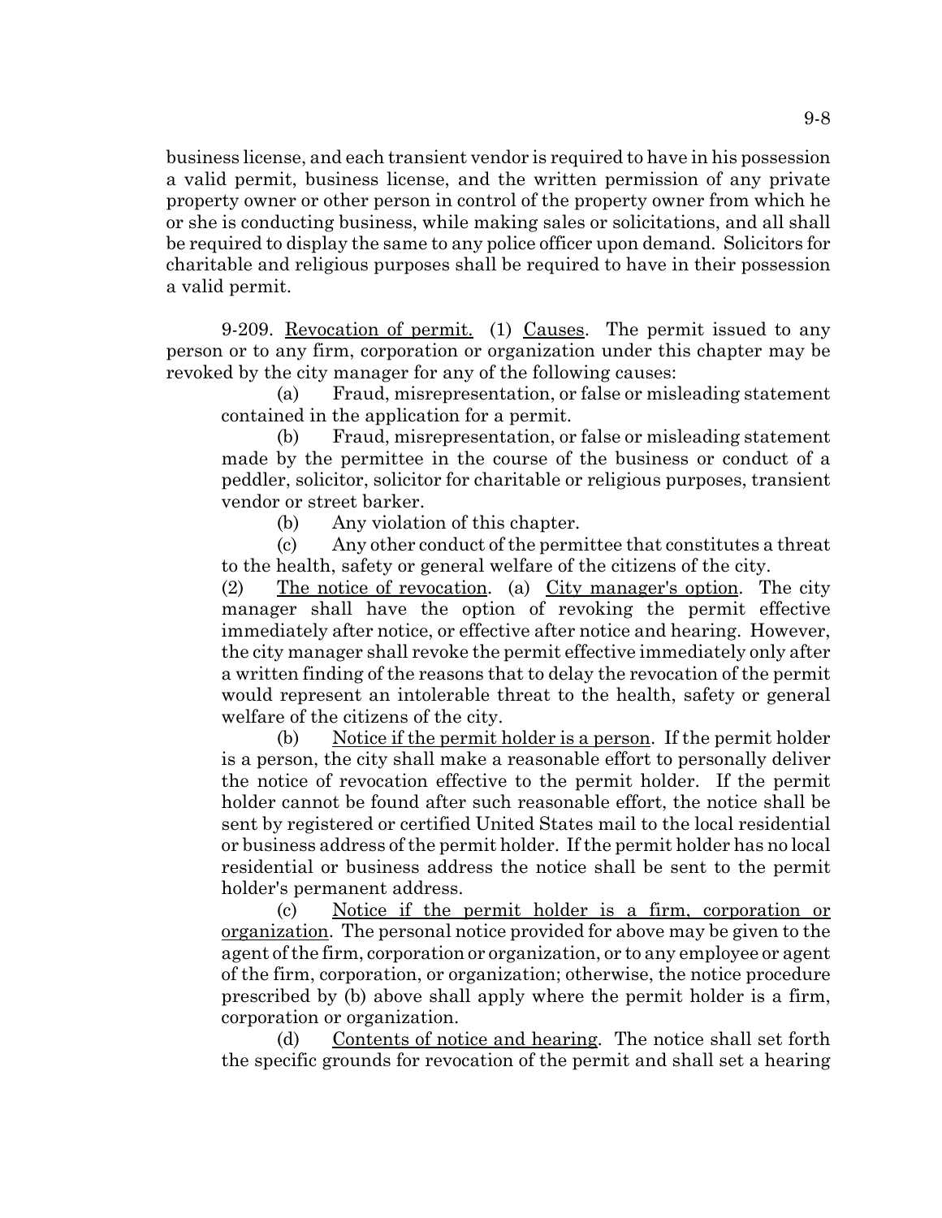business license, and each transient vendor is required to have in his possession a valid permit, business license, and the written permission of any private property owner or other person in control of the property owner from which he or she is conducting business, while making sales or solicitations, and all shall be required to display the same to any police officer upon demand. Solicitors for charitable and religious purposes shall be required to have in their possession a valid permit.

9-209. Revocation of permit. (1) Causes. The permit issued to any person or to any firm, corporation or organization under this chapter may be revoked by the city manager for any of the following causes:

(a) Fraud, misrepresentation, or false or misleading statement contained in the application for a permit.

(b) Fraud, misrepresentation, or false or misleading statement made by the permittee in the course of the business or conduct of a peddler, solicitor, solicitor for charitable or religious purposes, transient vendor or street barker.

(b) Any violation of this chapter.

(c) Any other conduct of the permittee that constitutes a threat to the health, safety or general welfare of the citizens of the city.

(2) The notice of revocation. (a) City manager's option. The city manager shall have the option of revoking the permit effective immediately after notice, or effective after notice and hearing. However, the city manager shall revoke the permit effective immediately only after a written finding of the reasons that to delay the revocation of the permit would represent an intolerable threat to the health, safety or general welfare of the citizens of the city.

(b) Notice if the permit holder is a person. If the permit holder is a person, the city shall make a reasonable effort to personally deliver the notice of revocation effective to the permit holder. If the permit holder cannot be found after such reasonable effort, the notice shall be sent by registered or certified United States mail to the local residential or business address of the permit holder. If the permit holder has no local residential or business address the notice shall be sent to the permit holder's permanent address.

(c) Notice if the permit holder is a firm, corporation or organization. The personal notice provided for above may be given to the agent of the firm, corporation or organization, or to any employee or agent of the firm, corporation, or organization; otherwise, the notice procedure prescribed by (b) above shall apply where the permit holder is a firm, corporation or organization.

(d) Contents of notice and hearing. The notice shall set forth the specific grounds for revocation of the permit and shall set a hearing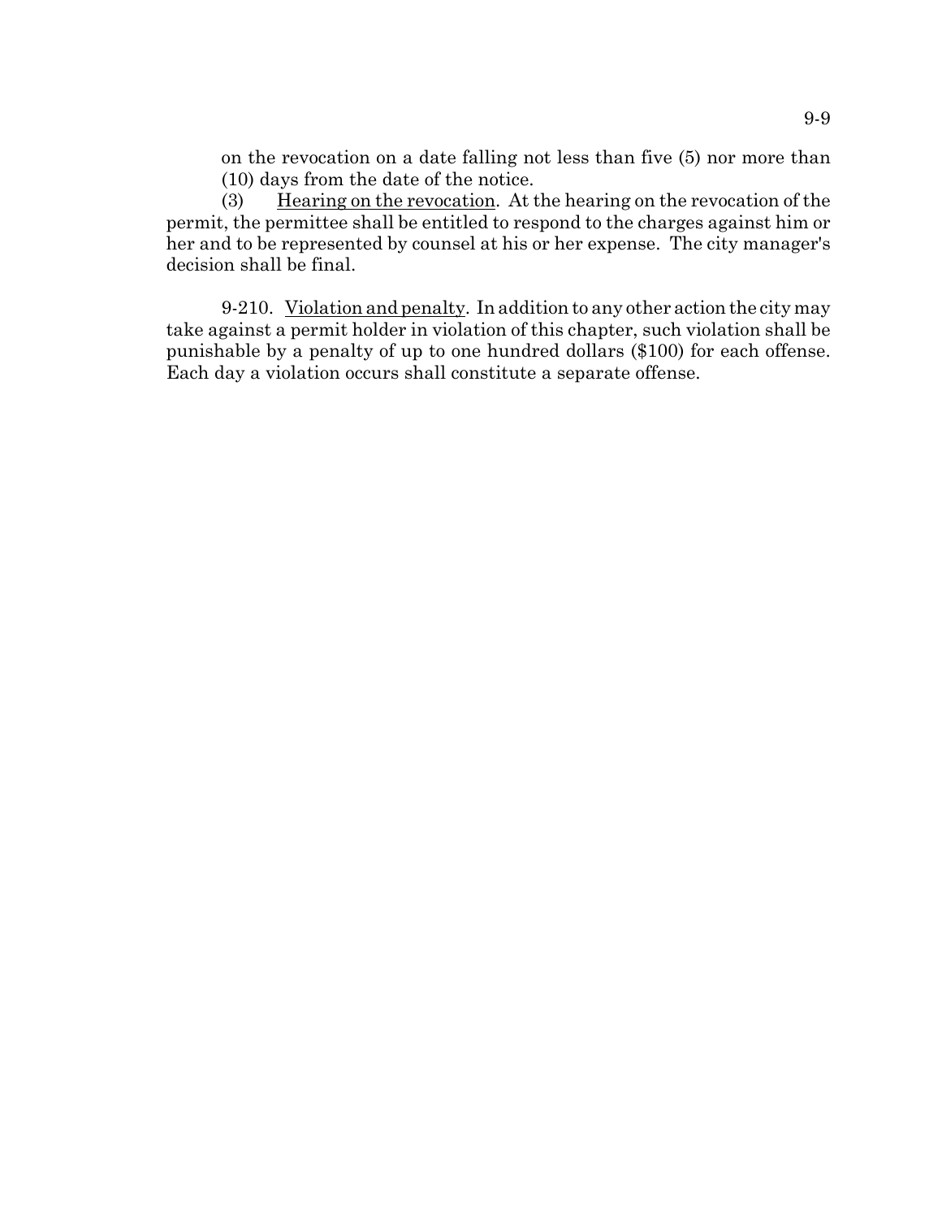on the revocation on a date falling not less than five (5) nor more than (10) days from the date of the notice.

(3) Hearing on the revocation. At the hearing on the revocation of the permit, the permittee shall be entitled to respond to the charges against him or her and to be represented by counsel at his or her expense. The city manager's decision shall be final.

9-210. Violation and penalty. In addition to any other action the city may take against a permit holder in violation of this chapter, such violation shall be punishable by a penalty of up to one hundred dollars ($100) for each offense. Each day a violation occurs shall constitute a separate offense.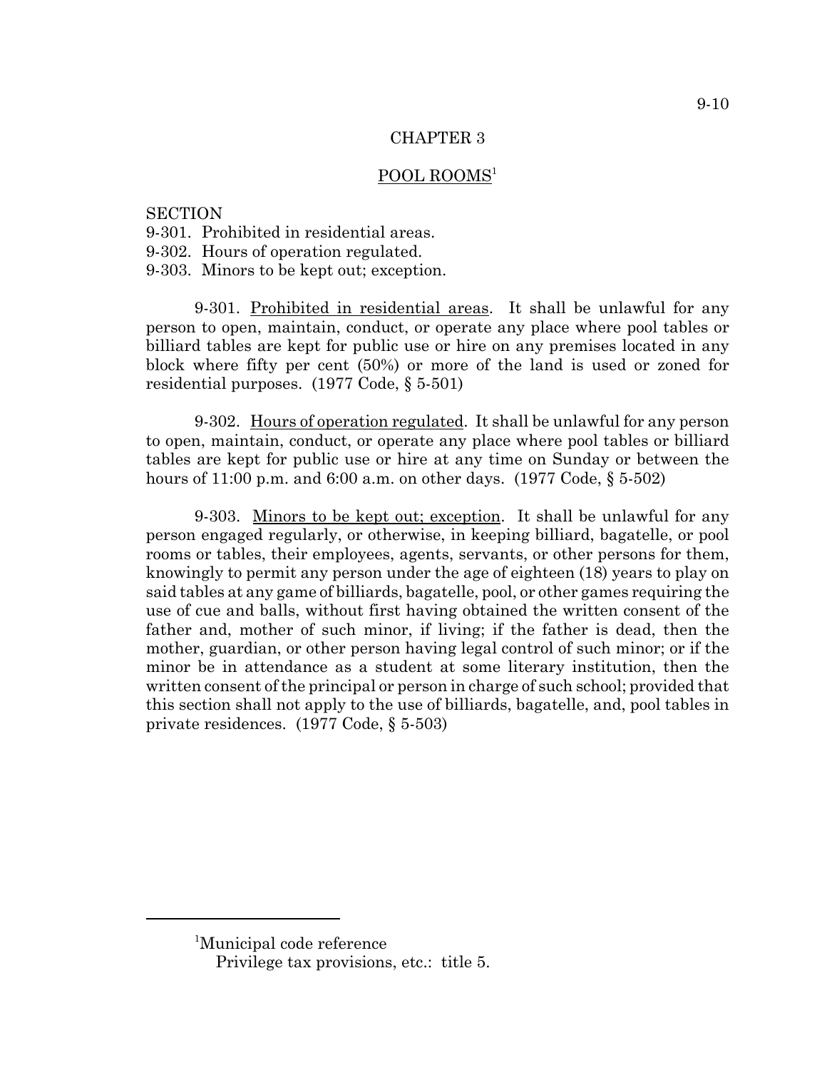# CHAPTER 3

## POOL ROOMS[1]

SECTION
9-301. Prohibited in residential areas.
9-302. Hours of operation regulated.
9-303. Minors to be kept out; exception.

**9-301. Prohibited in residential areas.** It shall be unlawful for any person to open, maintain, conduct, or operate any place where pool tables or billiard tables are kept for public use or hire on any premises located in any block where fifty per cent (50%) or more of the land is used or zoned for residential purposes. (1977 Code, § 5-501)

**9-302. Hours of operation regulated.** It shall be unlawful for any person to open, maintain, conduct, or operate any place where pool tables or billiard tables are kept for public use or hire at any time on Sunday or between the hours of 11:00 p.m. and 6:00 a.m. on other days. (1977 Code, § 5-502)

**9-303. Minors to be kept out; exception.** It shall be unlawful for any person engaged regularly, or otherwise, in keeping billiard, bagatelle, or pool rooms or tables, their employees, agents, servants, or other persons for them, knowingly to permit any person under the age of eighteen (18) years to play on said tables at any game of billiards, bagatelle, pool, or other games requiring the use of cue and balls, without first having obtained the written consent of the father and, mother of such minor, if living; if the father is dead, then the mother, guardian, or other person having legal control of such minor; or if the minor be in attendance as a student at some literary institution, then the written consent of the principal or person in charge of such school; provided that this section shall not apply to the use of billiards, bagatelle, and, pool tables in private residences. (1977 Code, § 5-503)

---

[1]Municipal code reference
Privilege tax provisions, etc.: title 5.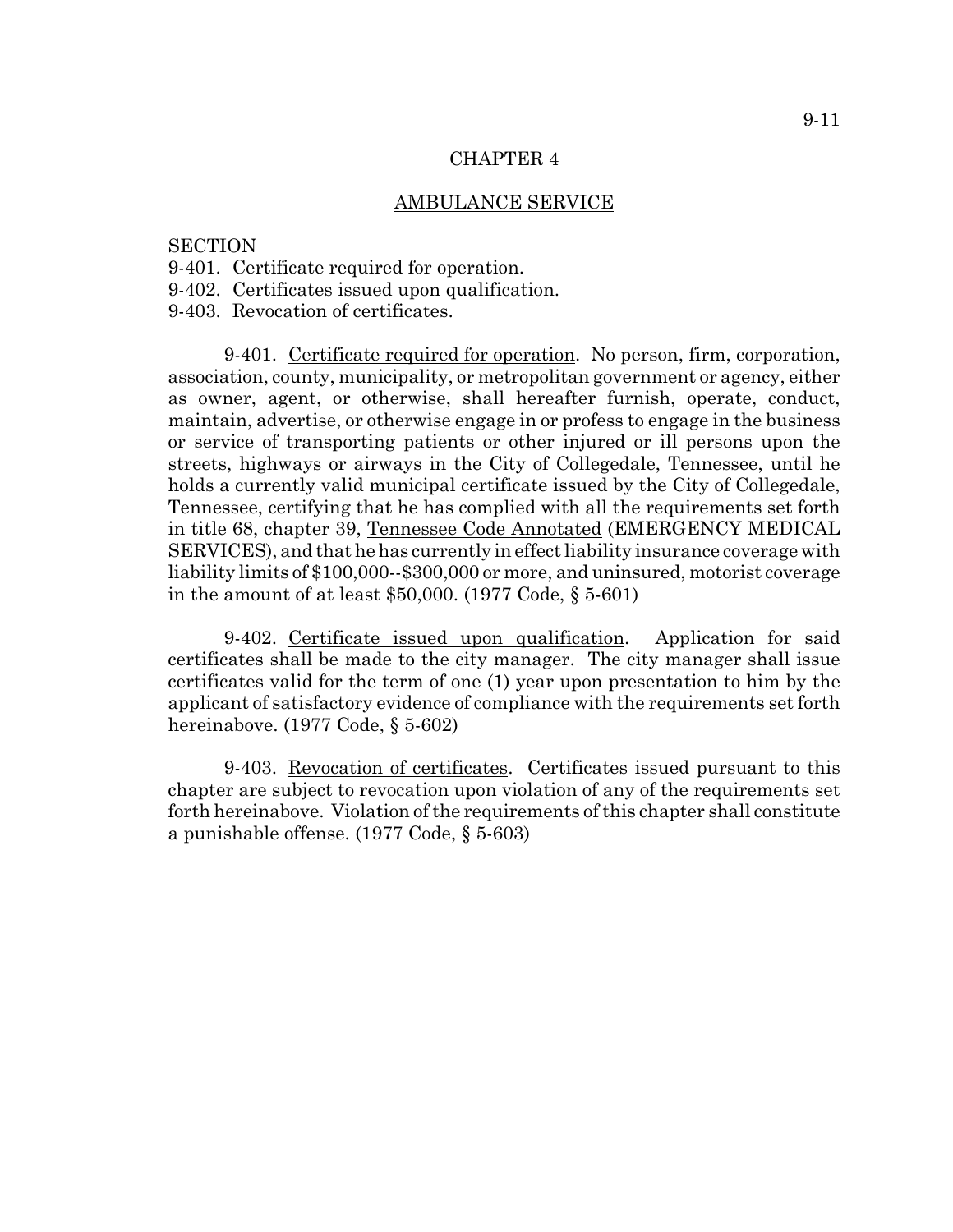## CHAPTER 4

## AMBULANCE SERVICE

SECTION
9-401. Certificate required for operation.
9-402. Certificates issued upon qualification.
9-403. Revocation of certificates.

9-401. Certificate required for operation. No person, firm, corporation, association, county, municipality, or metropolitan government or agency, either as owner, agent, or otherwise, shall hereafter furnish, operate, conduct, maintain, advertise, or otherwise engage in or profess to engage in the business or service of transporting patients or other injured or ill persons upon the streets, highways or airways in the City of Collegedale, Tennessee, until he holds a currently valid municipal certificate issued by the City of Collegedale, Tennessee, certifying that he has complied with all the requirements set forth in title 68, chapter 39, Tennessee Code Annotated (EMERGENCY MEDICAL SERVICES), and that he has currently in effect liability insurance coverage with liability limits of $100,000--$300,000 or more, and uninsured, motorist coverage in the amount of at least $50,000. (1977 Code, § 5-601)

9-402. Certificate issued upon qualification. Application for said certificates shall be made to the city manager. The city manager shall issue certificates valid for the term of one (1) year upon presentation to him by the applicant of satisfactory evidence of compliance with the requirements set forth hereinabove. (1977 Code, § 5-602)

9-403. Revocation of certificates. Certificates issued pursuant to this chapter are subject to revocation upon violation of any of the requirements set forth hereinabove. Violation of the requirements of this chapter shall constitute a punishable offense. (1977 Code, § 5-603)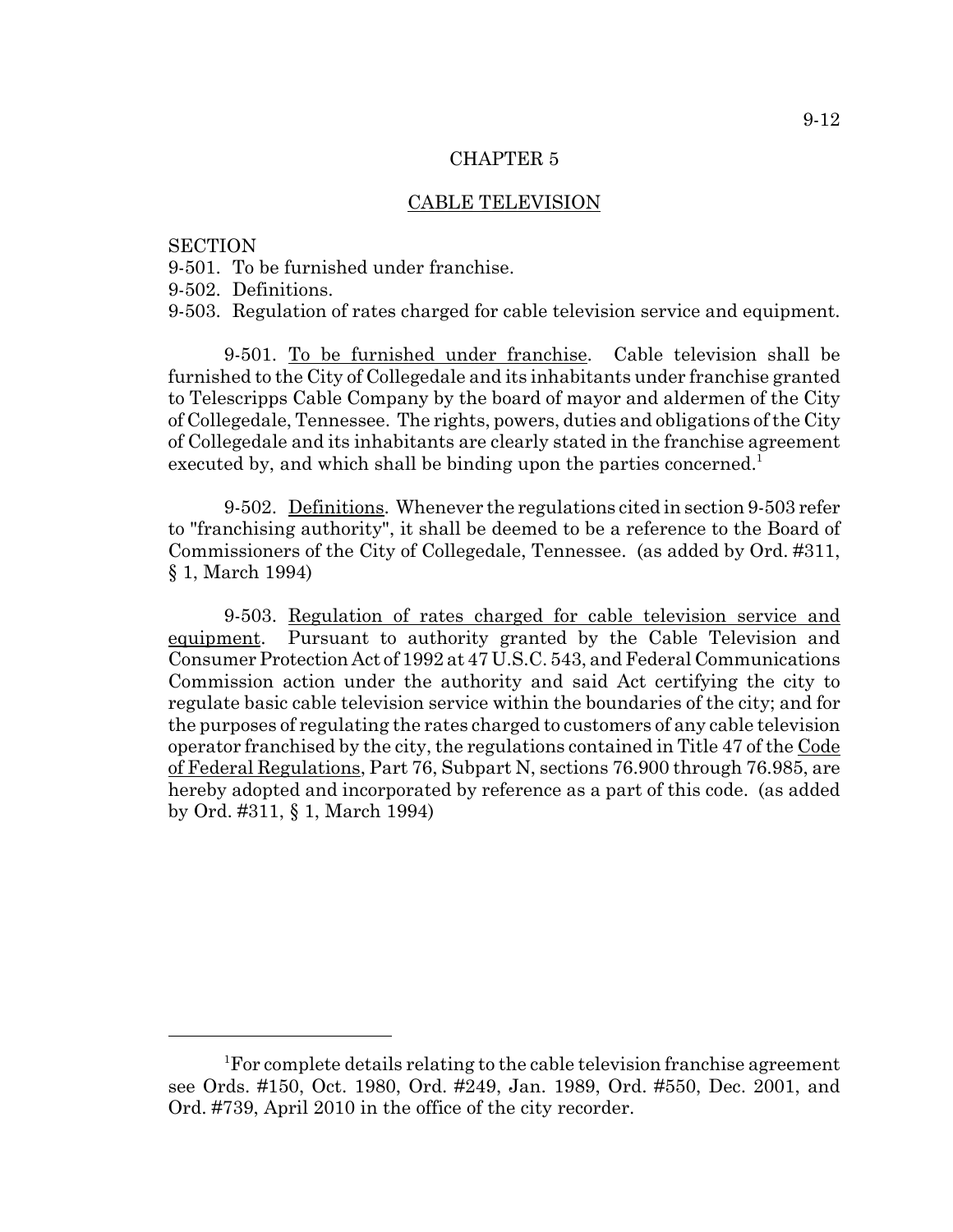# CHAPTER 5

## CABLE TELEVISION

SECTION

9-501. To be furnished under franchise.

9-502. Definitions.

9-503. Regulation of rates charged for cable television service and equipment.

9-501. To be furnished under franchise. Cable television shall be furnished to the City of Collegedale and its inhabitants under franchise granted to Telescripps Cable Company by the board of mayor and aldermen of the City of Collegedale, Tennessee. The rights, powers, duties and obligations of the City of Collegedale and its inhabitants are clearly stated in the franchise agreement executed by, and which shall be binding upon the parties concerned.[1]

9-502. Definitions. Whenever the regulations cited in section 9-503 refer to "franchising authority", it shall be deemed to be a reference to the Board of Commissioners of the City of Collegedale, Tennessee. (as added by Ord. #311, § 1, March 1994)

9-503. Regulation of rates charged for cable television service and equipment. Pursuant to authority granted by the Cable Television and Consumer Protection Act of 1992 at 47 U.S.C. 543, and Federal Communications Commission action under the authority and said Act certifying the city to regulate basic cable television service within the boundaries of the city; and for the purposes of regulating the rates charged to customers of any cable television operator franchised by the city, the regulations contained in Title 47 of the Code of Federal Regulations, Part 76, Subpart N, sections 76.900 through 76.985, are hereby adopted and incorporated by reference as a part of this code. (as added by Ord. #311, § 1, March 1994)

---

[1] For complete details relating to the cable television franchise agreement see Ords. #150, Oct. 1980, Ord. #249, Jan. 1989, Ord. #550, Dec. 2001, and Ord. #739, April 2010 in the office of the city recorder.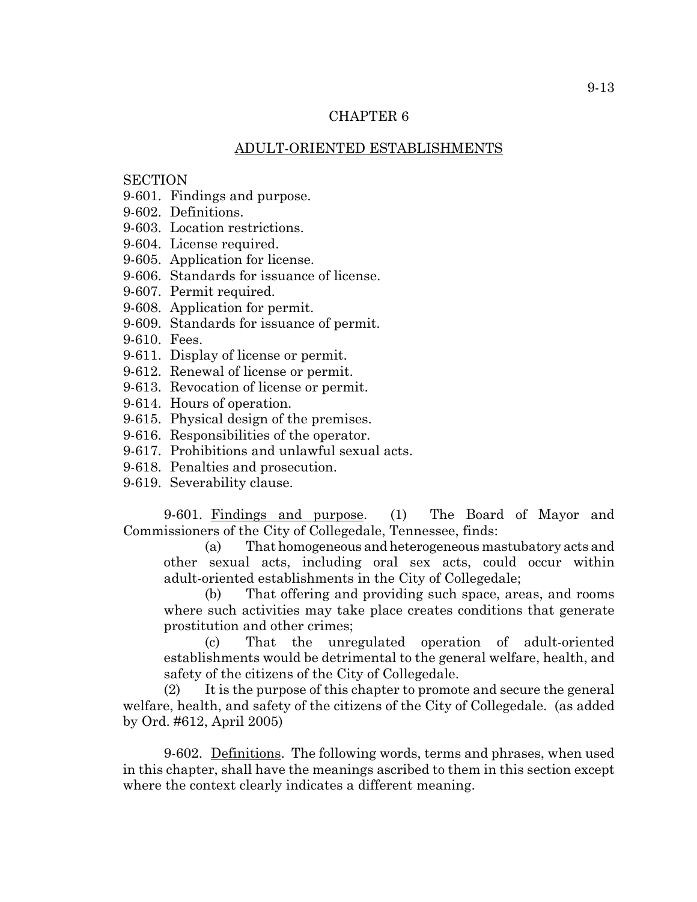# CHAPTER 6

## ADULT-ORIENTED ESTABLISHMENTS

SECTION
9-601. Findings and purpose.
9-602. Definitions.
9-603. Location restrictions.
9-604. License required.
9-605. Application for license.
9-606. Standards for issuance of license.
9-607. Permit required.
9-608. Application for permit.
9-609. Standards for issuance of permit.
9-610. Fees.
9-611. Display of license or permit.
9-612. Renewal of license or permit.
9-613. Revocation of license or permit.
9-614. Hours of operation.
9-615. Physical design of the premises.
9-616. Responsibilities of the operator.
9-617. Prohibitions and unlawful sexual acts.
9-618. Penalties and prosecution.
9-619. Severability clause.

9-601. Findings and purpose. (1) The Board of Mayor and Commissioners of the City of Collegedale, Tennessee, finds:

(a) That homogeneous and heterogeneous mastubatory acts and other sexual acts, including oral sex acts, could occur within adult-oriented establishments in the City of Collegedale;

(b) That offering and providing such space, areas, and rooms where such activities may take place creates conditions that generate prostitution and other crimes;

(c) That the unregulated operation of adult-oriented establishments would be detrimental to the general welfare, health, and safety of the citizens of the City of Collegedale.

(2) It is the purpose of this chapter to promote and secure the general welfare, health, and safety of the citizens of the City of Collegedale. (as added by Ord. #612, April 2005)

9-602. Definitions. The following words, terms and phrases, when used in this chapter, shall have the meanings ascribed to them in this section except where the context clearly indicates a different meaning.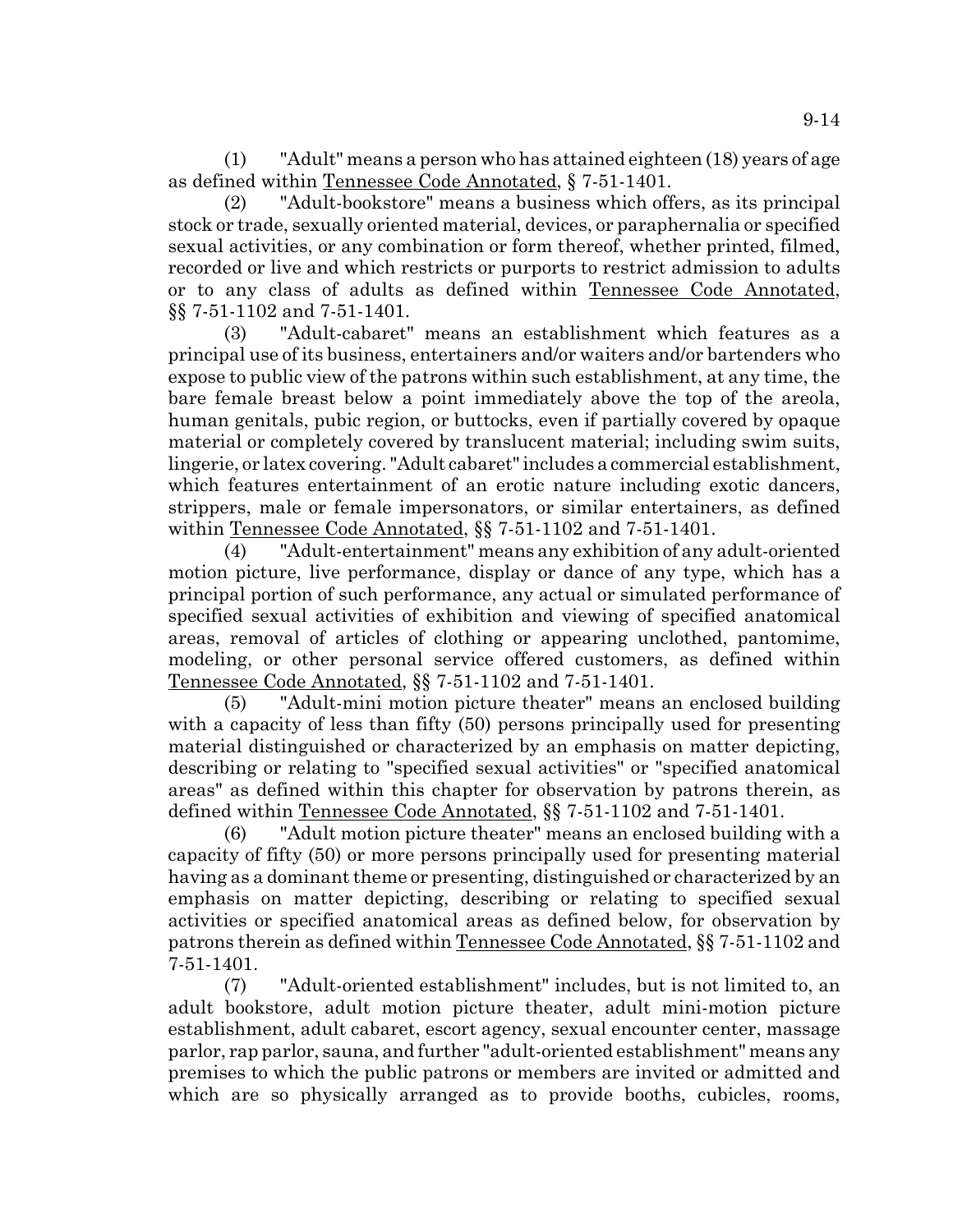(1) "Adult" means a person who has attained eighteen (18) years of age as defined within Tennessee Code Annotated, § 7-51-1401.

(2) "Adult-bookstore" means a business which offers, as its principal stock or trade, sexually oriented material, devices, or paraphernalia or specified sexual activities, or any combination or form thereof, whether printed, filmed, recorded or live and which restricts or purports to restrict admission to adults or to any class of adults as defined within Tennessee Code Annotated, §§ 7-51-1102 and 7-51-1401.

(3) "Adult-cabaret" means an establishment which features as a principal use of its business, entertainers and/or waiters and/or bartenders who expose to public view of the patrons within such establishment, at any time, the bare female breast below a point immediately above the top of the areola, human genitals, pubic region, or buttocks, even if partially covered by opaque material or completely covered by translucent material; including swim suits, lingerie, or latex covering. "Adult cabaret" includes a commercial establishment, which features entertainment of an erotic nature including exotic dancers, strippers, male or female impersonators, or similar entertainers, as defined within Tennessee Code Annotated, §§ 7-51-1102 and 7-51-1401.

(4) "Adult-entertainment" means any exhibition of any adult-oriented motion picture, live performance, display or dance of any type, which has a principal portion of such performance, any actual or simulated performance of specified sexual activities of exhibition and viewing of specified anatomical areas, removal of articles of clothing or appearing unclothed, pantomime, modeling, or other personal service offered customers, as defined within Tennessee Code Annotated, §§ 7-51-1102 and 7-51-1401.

(5) "Adult-mini motion picture theater" means an enclosed building with a capacity of less than fifty (50) persons principally used for presenting material distinguished or characterized by an emphasis on matter depicting, describing or relating to "specified sexual activities" or "specified anatomical areas" as defined within this chapter for observation by patrons therein, as defined within Tennessee Code Annotated, §§ 7-51-1102 and 7-51-1401.

(6) "Adult motion picture theater" means an enclosed building with a capacity of fifty (50) or more persons principally used for presenting material having as a dominant theme or presenting, distinguished or characterized by an emphasis on matter depicting, describing or relating to specified sexual activities or specified anatomical areas as defined below, for observation by patrons therein as defined within Tennessee Code Annotated, §§ 7-51-1102 and 7-51-1401.

(7) "Adult-oriented establishment" includes, but is not limited to, an adult bookstore, adult motion picture theater, adult mini-motion picture establishment, adult cabaret, escort agency, sexual encounter center, massage parlor, rap parlor, sauna, and further "adult-oriented establishment" means any premises to which the public patrons or members are invited or admitted and which are so physically arranged as to provide booths, cubicles, rooms,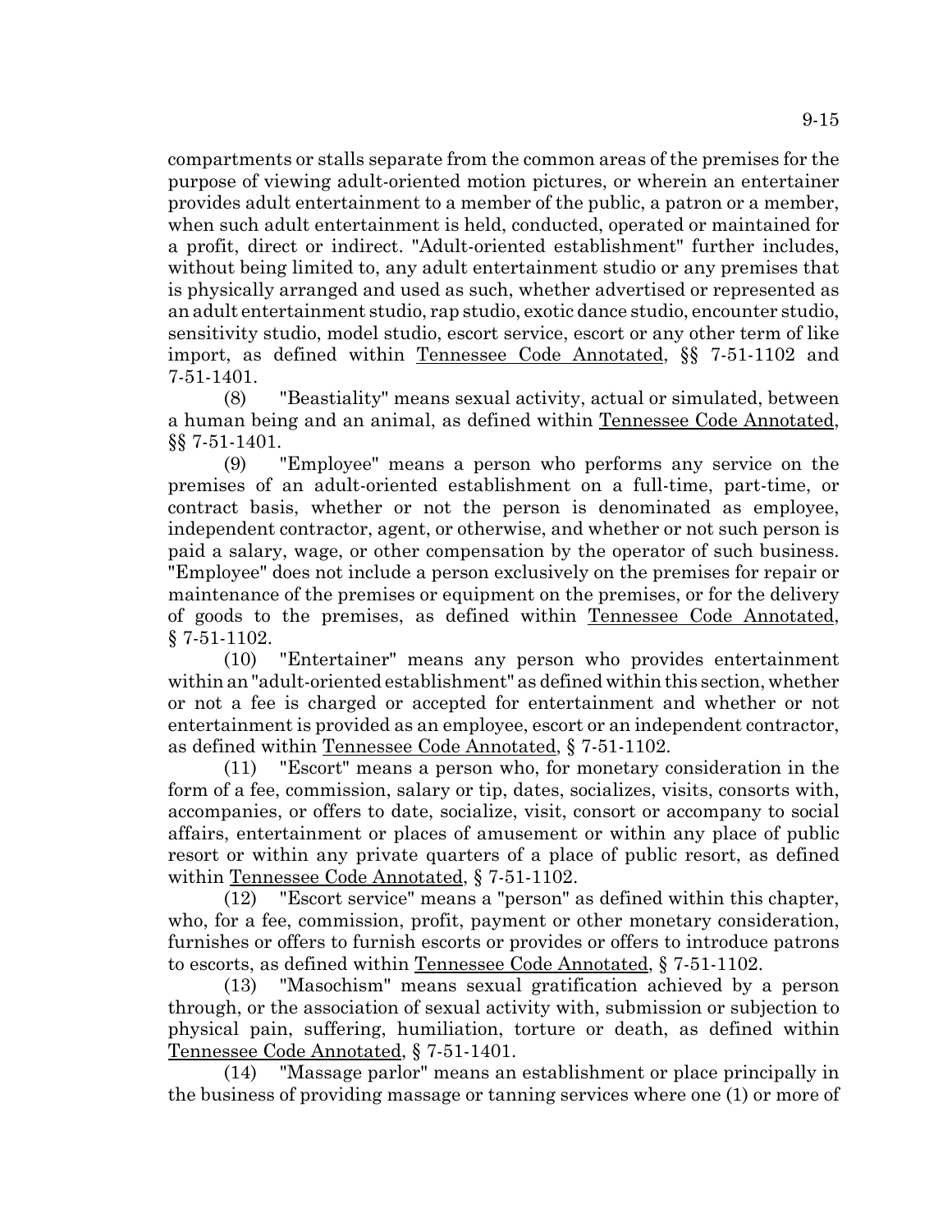compartments or stalls separate from the common areas of the premises for the purpose of viewing adult-oriented motion pictures, or wherein an entertainer provides adult entertainment to a member of the public, a patron or a member, when such adult entertainment is held, conducted, operated or maintained for a profit, direct or indirect. "Adult-oriented establishment" further includes, without being limited to, any adult entertainment studio or any premises that is physically arranged and used as such, whether advertised or represented as an adult entertainment studio, rap studio, exotic dance studio, encounter studio, sensitivity studio, model studio, escort service, escort or any other term of like import, as defined within Tennessee Code Annotated, §§ 7-51-1102 and 7-51-1401.

(8) "Beastiality" means sexual activity, actual or simulated, between a human being and an animal, as defined within Tennessee Code Annotated, §§ 7-51-1401.

(9) "Employee" means a person who performs any service on the premises of an adult-oriented establishment on a full-time, part-time, or contract basis, whether or not the person is denominated as employee, independent contractor, agent, or otherwise, and whether or not such person is paid a salary, wage, or other compensation by the operator of such business. "Employee" does not include a person exclusively on the premises for repair or maintenance of the premises or equipment on the premises, or for the delivery of goods to the premises, as defined within Tennessee Code Annotated, § 7-51-1102.

(10) "Entertainer" means any person who provides entertainment within an "adult-oriented establishment" as defined within this section, whether or not a fee is charged or accepted for entertainment and whether or not entertainment is provided as an employee, escort or an independent contractor, as defined within Tennessee Code Annotated, § 7-51-1102.

(11) "Escort" means a person who, for monetary consideration in the form of a fee, commission, salary or tip, dates, socializes, visits, consorts with, accompanies, or offers to date, socialize, visit, consort or accompany to social affairs, entertainment or places of amusement or within any place of public resort or within any private quarters of a place of public resort, as defined within Tennessee Code Annotated, § 7-51-1102.

(12) "Escort service" means a "person" as defined within this chapter, who, for a fee, commission, profit, payment or other monetary consideration, furnishes or offers to furnish escorts or provides or offers to introduce patrons to escorts, as defined within Tennessee Code Annotated, § 7-51-1102.

(13) "Masochism" means sexual gratification achieved by a person through, or the association of sexual activity with, submission or subjection to physical pain, suffering, humiliation, torture or death, as defined within Tennessee Code Annotated, § 7-51-1401.

(14) "Massage parlor" means an establishment or place principally in the business of providing massage or tanning services where one (1) or more of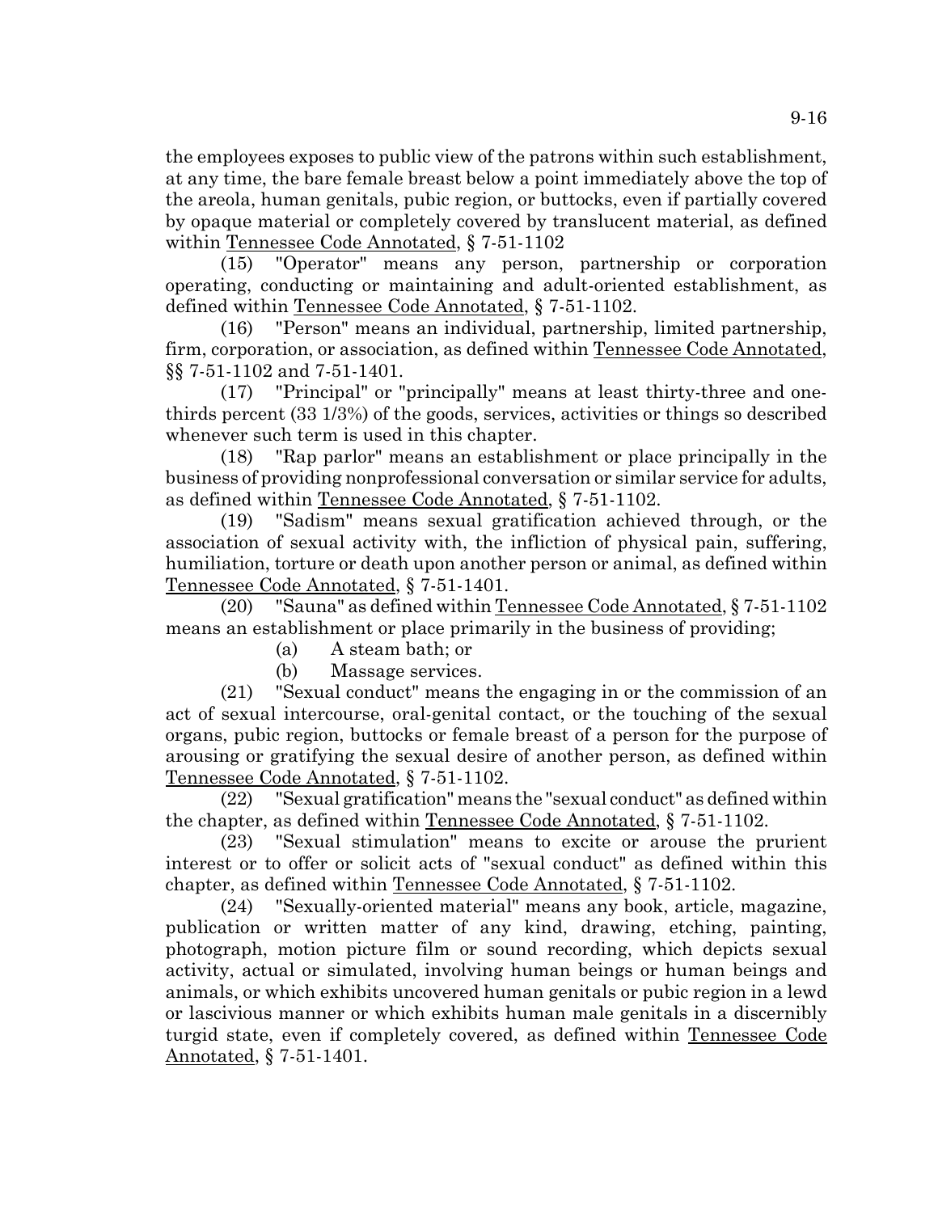the employees exposes to public view of the patrons within such establishment, at any time, the bare female breast below a point immediately above the top of the areola, human genitals, pubic region, or buttocks, even if partially covered by opaque material or completely covered by translucent material, as defined within Tennessee Code Annotated, § 7-51-1102

(15) "Operator" means any person, partnership or corporation operating, conducting or maintaining and adult-oriented establishment, as defined within Tennessee Code Annotated, § 7-51-1102.

(16) "Person" means an individual, partnership, limited partnership, firm, corporation, or association, as defined within Tennessee Code Annotated, §§ 7-51-1102 and 7-51-1401.

(17) "Principal" or "principally" means at least thirty-three and one-thirds percent (33 1/3%) of the goods, services, activities or things so described whenever such term is used in this chapter.

(18) "Rap parlor" means an establishment or place principally in the business of providing nonprofessional conversation or similar service for adults, as defined within Tennessee Code Annotated, § 7-51-1102.

(19) "Sadism" means sexual gratification achieved through, or the association of sexual activity with, the infliction of physical pain, suffering, humiliation, torture or death upon another person or animal, as defined within Tennessee Code Annotated, § 7-51-1401.

(20) "Sauna" as defined within Tennessee Code Annotated, § 7-51-1102 means an establishment or place primarily in the business of providing;

(a) A steam bath; or

(b) Massage services.

(21) "Sexual conduct" means the engaging in or the commission of an act of sexual intercourse, oral-genital contact, or the touching of the sexual organs, pubic region, buttocks or female breast of a person for the purpose of arousing or gratifying the sexual desire of another person, as defined within Tennessee Code Annotated, § 7-51-1102.

(22) "Sexual gratification" means the "sexual conduct" as defined within the chapter, as defined within Tennessee Code Annotated, § 7-51-1102.

(23) "Sexual stimulation" means to excite or arouse the prurient interest or to offer or solicit acts of "sexual conduct" as defined within this chapter, as defined within Tennessee Code Annotated, § 7-51-1102.

(24) "Sexually-oriented material" means any book, article, magazine, publication or written matter of any kind, drawing, etching, painting, photograph, motion picture film or sound recording, which depicts sexual activity, actual or simulated, involving human beings or human beings and animals, or which exhibits uncovered human genitals or pubic region in a lewd or lascivious manner or which exhibits human male genitals in a discernibly turgid state, even if completely covered, as defined within Tennessee Code Annotated, § 7-51-1401.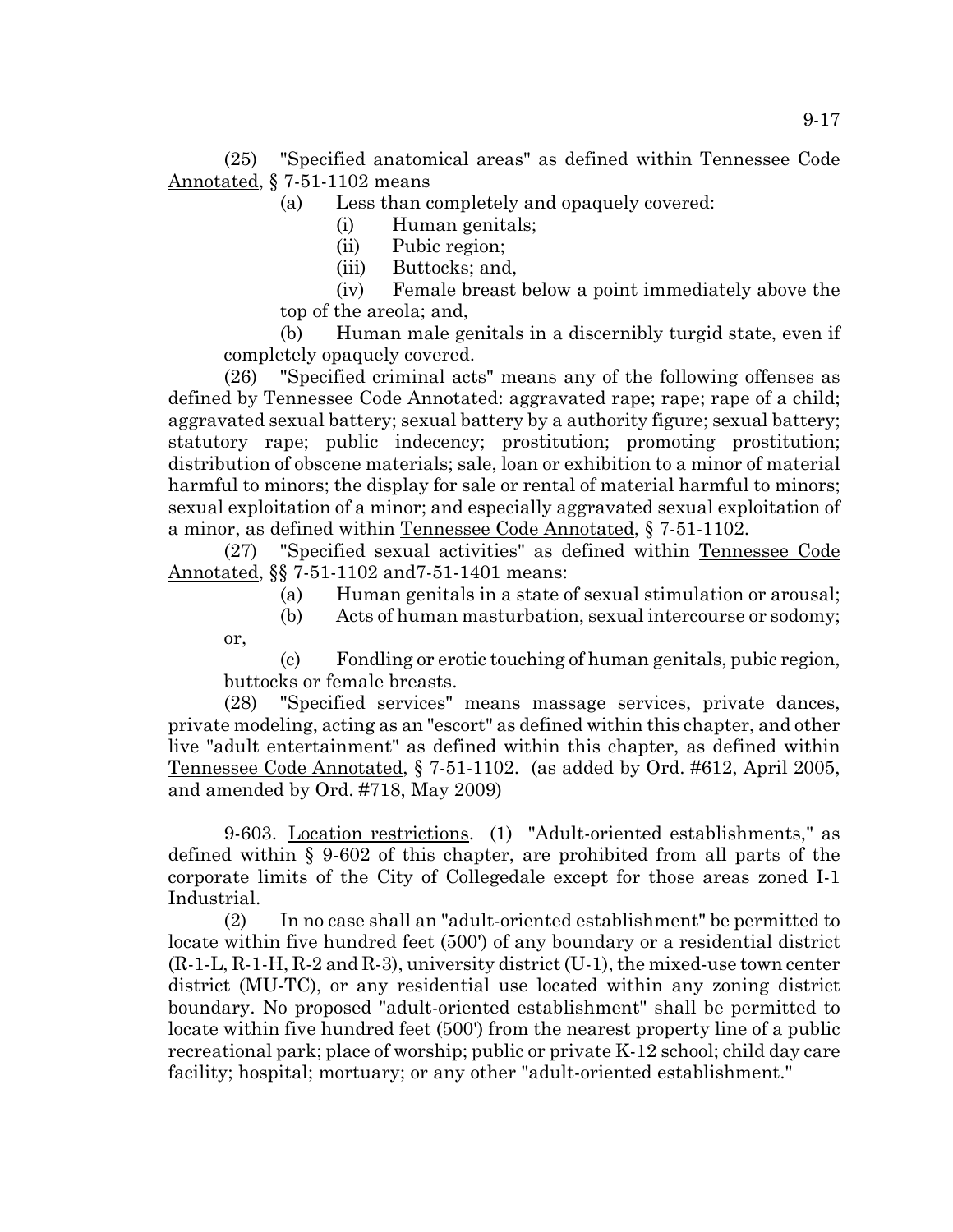(25) "Specified anatomical areas" as defined within Tennessee Code Annotated, § 7-51-1102 means

(a) Less than completely and opaquely covered:

(i) Human genitals;

(ii) Pubic region;

(iii) Buttocks; and,

(iv) Female breast below a point immediately above the top of the areola; and,

(b) Human male genitals in a discernibly turgid state, even if completely opaquely covered.

(26) "Specified criminal acts" means any of the following offenses as defined by Tennessee Code Annotated: aggravated rape; rape; rape of a child; aggravated sexual battery; sexual battery by a authority figure; sexual battery; statutory rape; public indecency; prostitution; promoting prostitution; distribution of obscene materials; sale, loan or exhibition to a minor of material harmful to minors; the display for sale or rental of material harmful to minors; sexual exploitation of a minor; and especially aggravated sexual exploitation of a minor, as defined within Tennessee Code Annotated, § 7-51-1102.

(27) "Specified sexual activities" as defined within Tennessee Code Annotated, §§ 7-51-1102 and7-51-1401 means:

(a) Human genitals in a state of sexual stimulation or arousal;

(b) Acts of human masturbation, sexual intercourse or sodomy; or,

(c) Fondling or erotic touching of human genitals, pubic region, buttocks or female breasts.

(28) "Specified services" means massage services, private dances, private modeling, acting as an "escort" as defined within this chapter, and other live "adult entertainment" as defined within this chapter, as defined within Tennessee Code Annotated, § 7-51-1102. (as added by Ord. #612, April 2005, and amended by Ord. #718, May 2009)

9-603. Location restrictions. (1) "Adult-oriented establishments," as defined within § 9-602 of this chapter, are prohibited from all parts of the corporate limits of the City of Collegedale except for those areas zoned I-1 Industrial.

(2) In no case shall an "adult-oriented establishment" be permitted to locate within five hundred feet (500') of any boundary or a residential district (R-1-L, R-1-H, R-2 and R-3), university district (U-1), the mixed-use town center district (MU-TC), or any residential use located within any zoning district boundary. No proposed "adult-oriented establishment" shall be permitted to locate within five hundred feet (500') from the nearest property line of a public recreational park; place of worship; public or private K-12 school; child day care facility; hospital; mortuary; or any other "adult-oriented establishment."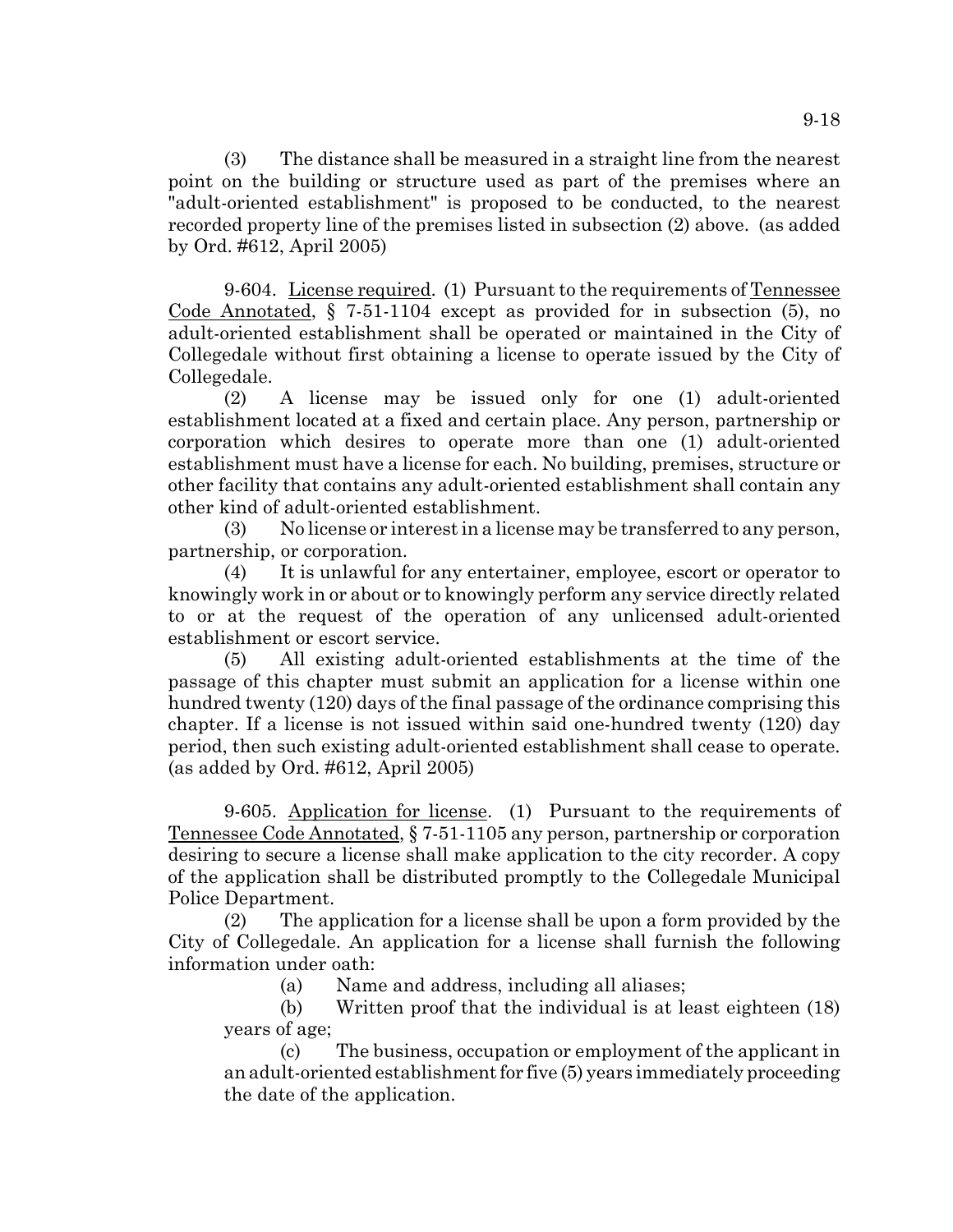(3) The distance shall be measured in a straight line from the nearest point on the building or structure used as part of the premises where an "adult-oriented establishment" is proposed to be conducted, to the nearest recorded property line of the premises listed in subsection (2) above. (as added by Ord. #612, April 2005)

9-604. License required. (1) Pursuant to the requirements of Tennessee Code Annotated, § 7-51-1104 except as provided for in subsection (5), no adult-oriented establishment shall be operated or maintained in the City of Collegedale without first obtaining a license to operate issued by the City of Collegedale.

(2) A license may be issued only for one (1) adult-oriented establishment located at a fixed and certain place. Any person, partnership or corporation which desires to operate more than one (1) adult-oriented establishment must have a license for each. No building, premises, structure or other facility that contains any adult-oriented establishment shall contain any other kind of adult-oriented establishment.

(3) No license or interest in a license may be transferred to any person, partnership, or corporation.

(4) It is unlawful for any entertainer, employee, escort or operator to knowingly work in or about or to knowingly perform any service directly related to or at the request of the operation of any unlicensed adult-oriented establishment or escort service.

(5) All existing adult-oriented establishments at the time of the passage of this chapter must submit an application for a license within one hundred twenty (120) days of the final passage of the ordinance comprising this chapter. If a license is not issued within said one-hundred twenty (120) day period, then such existing adult-oriented establishment shall cease to operate. (as added by Ord. #612, April 2005)

9-605. Application for license. (1) Pursuant to the requirements of Tennessee Code Annotated, § 7-51-1105 any person, partnership or corporation desiring to secure a license shall make application to the city recorder. A copy of the application shall be distributed promptly to the Collegedale Municipal Police Department.

(2) The application for a license shall be upon a form provided by the City of Collegedale. An application for a license shall furnish the following information under oath:

(a) Name and address, including all aliases;

(b) Written proof that the individual is at least eighteen (18) years of age;

(c) The business, occupation or employment of the applicant in an adult-oriented establishment for five (5) years immediately proceeding the date of the application.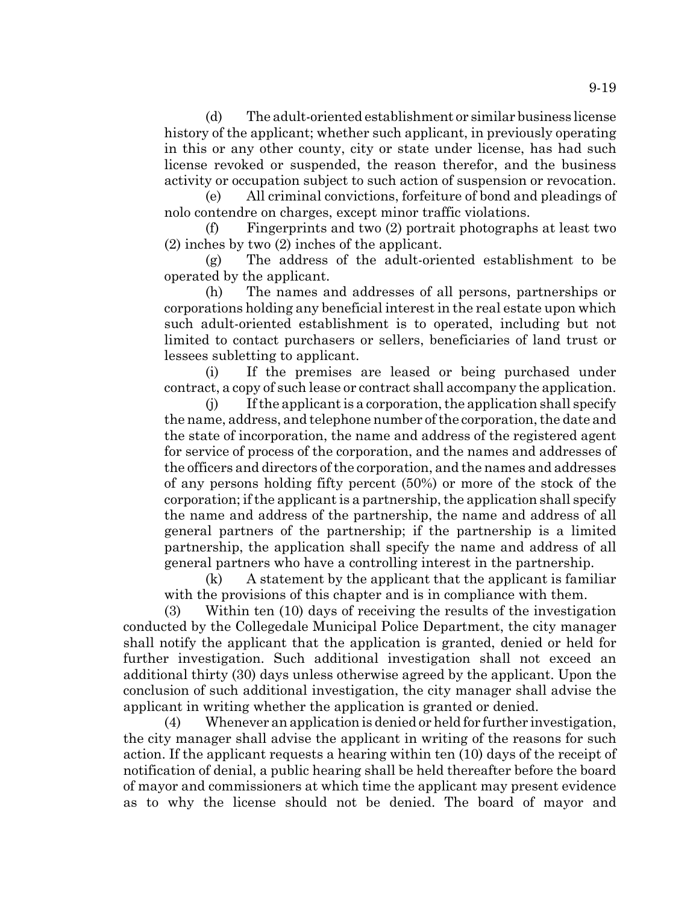(d) The adult-oriented establishment or similar business license history of the applicant; whether such applicant, in previously operating in this or any other county, city or state under license, has had such license revoked or suspended, the reason therefor, and the business activity or occupation subject to such action of suspension or revocation.

(e) All criminal convictions, forfeiture of bond and pleadings of nolo contendre on charges, except minor traffic violations.

(f) Fingerprints and two (2) portrait photographs at least two (2) inches by two (2) inches of the applicant.

(g) The address of the adult-oriented establishment to be operated by the applicant.

(h) The names and addresses of all persons, partnerships or corporations holding any beneficial interest in the real estate upon which such adult-oriented establishment is to operated, including but not limited to contact purchasers or sellers, beneficiaries of land trust or lessees subletting to applicant.

(i) If the premises are leased or being purchased under contract, a copy of such lease or contract shall accompany the application.

(j) If the applicant is a corporation, the application shall specify the name, address, and telephone number of the corporation, the date and the state of incorporation, the name and address of the registered agent for service of process of the corporation, and the names and addresses of the officers and directors of the corporation, and the names and addresses of any persons holding fifty percent (50%) or more of the stock of the corporation; if the applicant is a partnership, the application shall specify the name and address of the partnership, the name and address of all general partners of the partnership; if the partnership is a limited partnership, the application shall specify the name and address of all general partners who have a controlling interest in the partnership.

(k) A statement by the applicant that the applicant is familiar with the provisions of this chapter and is in compliance with them.

(3) Within ten (10) days of receiving the results of the investigation conducted by the Collegedale Municipal Police Department, the city manager shall notify the applicant that the application is granted, denied or held for further investigation. Such additional investigation shall not exceed an additional thirty (30) days unless otherwise agreed by the applicant. Upon the conclusion of such additional investigation, the city manager shall advise the applicant in writing whether the application is granted or denied.

(4) Whenever an application is denied or held for further investigation, the city manager shall advise the applicant in writing of the reasons for such action. If the applicant requests a hearing within ten (10) days of the receipt of notification of denial, a public hearing shall be held thereafter before the board of mayor and commissioners at which time the applicant may present evidence as to why the license should not be denied. The board of mayor and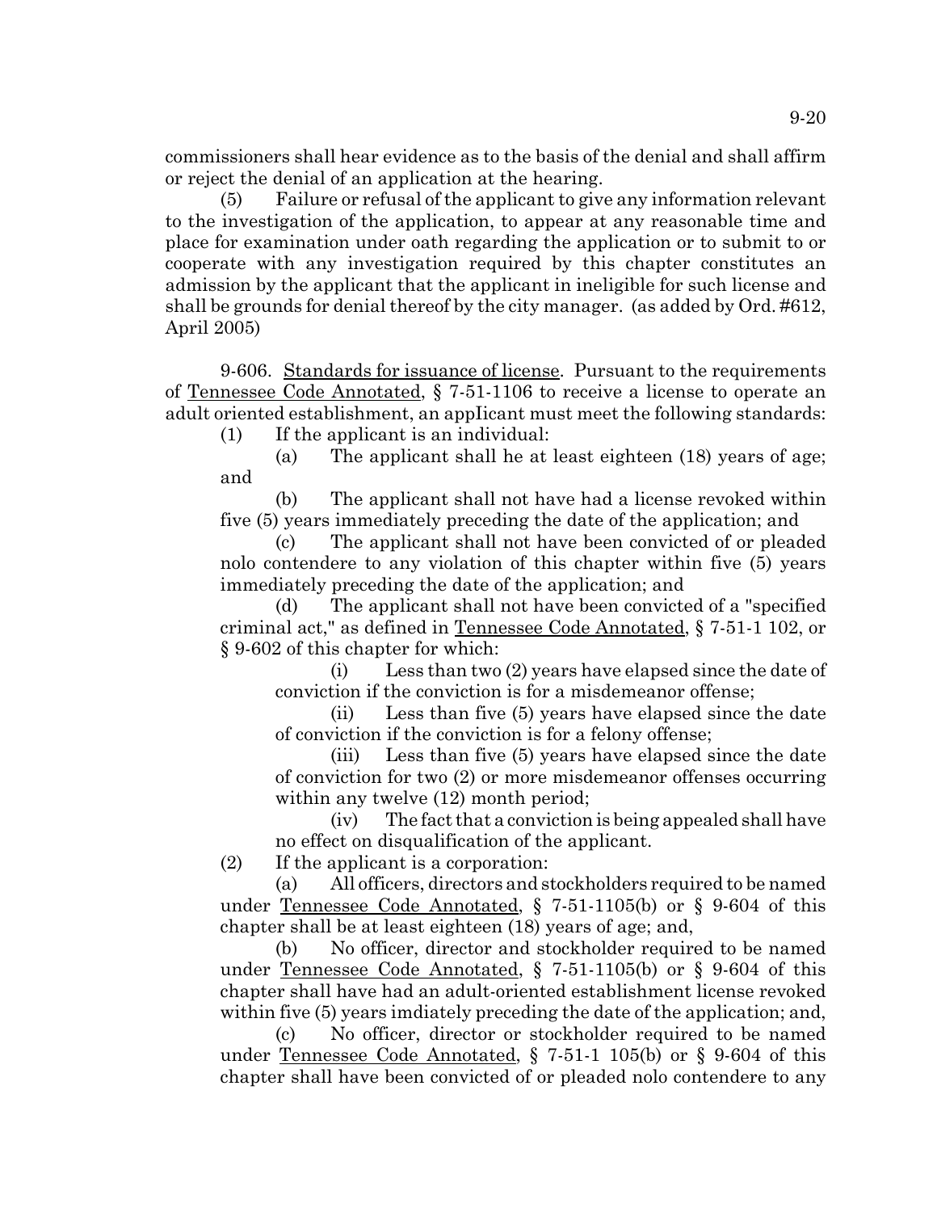commissioners shall hear evidence as to the basis of the denial and shall affirm or reject the denial of an application at the hearing.

(5) Failure or refusal of the applicant to give any information relevant to the investigation of the application, to appear at any reasonable time and place for examination under oath regarding the application or to submit to or cooperate with any investigation required by this chapter constitutes an admission by the applicant that the applicant in ineligible for such license and shall be grounds for denial thereof by the city manager. (as added by Ord. #612, April 2005)

9-606. Standards for issuance of license. Pursuant to the requirements of Tennessee Code Annotated, § 7-51-1106 to receive a license to operate an adult oriented establishment, an appIicant must meet the following standards:

(1) If the applicant is an individual:

(a) The applicant shall he at least eighteen (18) years of age; and

(b) The applicant shall not have had a license revoked within five (5) years immediately preceding the date of the application; and

(c) The applicant shall not have been convicted of or pleaded nolo contendere to any violation of this chapter within five (5) years immediately preceding the date of the application; and

(d) The applicant shall not have been convicted of a "specified criminal act," as defined in Tennessee Code Annotated, § 7-51-1 102, or § 9-602 of this chapter for which:

(i) Less than two (2) years have elapsed since the date of conviction if the conviction is for a misdemeanor offense;

(ii) Less than five (5) years have elapsed since the date of conviction if the conviction is for a felony offense;

(iii) Less than five (5) years have elapsed since the date of conviction for two (2) or more misdemeanor offenses occurring within any twelve (12) month period;

(iv) The fact that a conviction is being appealed shall have no effect on disqualification of the applicant.

(2) If the applicant is a corporation:

(a) All officers, directors and stockholders required to be named under Tennessee Code Annotated, § 7-51-1105(b) or § 9-604 of this chapter shall be at least eighteen (18) years of age; and,

(b) No officer, director and stockholder required to be named under Tennessee Code Annotated, § 7-51-1105(b) or § 9-604 of this chapter shall have had an adult-oriented establishment license revoked within five (5) years imdiately preceding the date of the application; and,

(c) No officer, director or stockholder required to be named under Tennessee Code Annotated, § 7-51-1 105(b) or § 9-604 of this chapter shall have been convicted of or pleaded nolo contendere to any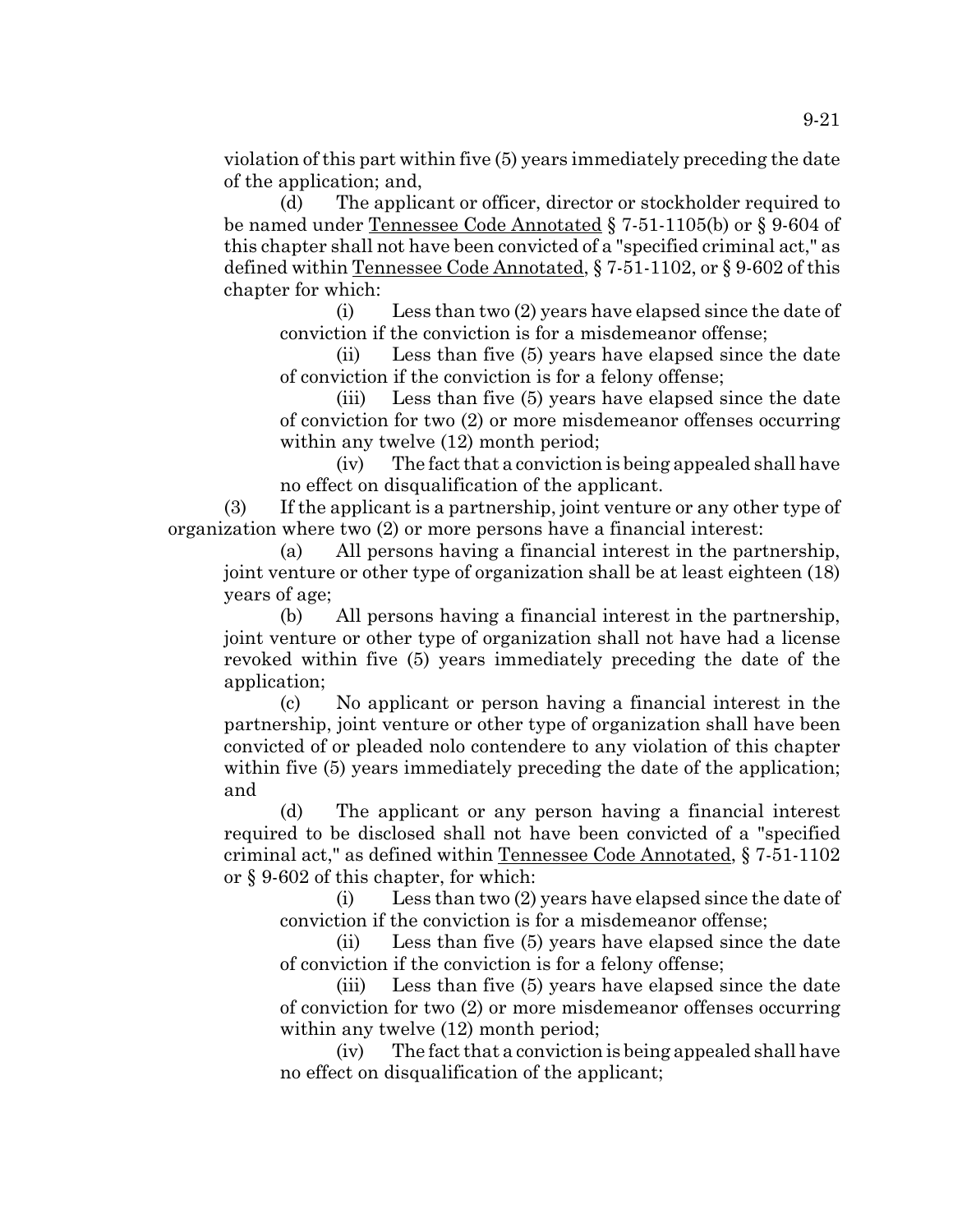violation of this part within five (5) years immediately preceding the date of the application; and,

(d) The applicant or officer, director or stockholder required to be named under Tennessee Code Annotated § 7-51-1105(b) or § 9-604 of this chapter shall not have been convicted of a "specified criminal act," as defined within Tennessee Code Annotated, § 7-51-1102, or § 9-602 of this chapter for which:

(i) Less than two (2) years have elapsed since the date of conviction if the conviction is for a misdemeanor offense;

(ii) Less than five (5) years have elapsed since the date of conviction if the conviction is for a felony offense;

(iii) Less than five (5) years have elapsed since the date of conviction for two (2) or more misdemeanor offenses occurring within any twelve (12) month period;

(iv) The fact that a conviction is being appealed shall have no effect on disqualification of the applicant.

(3) If the applicant is a partnership, joint venture or any other type of organization where two (2) or more persons have a financial interest:

(a) All persons having a financial interest in the partnership, joint venture or other type of organization shall be at least eighteen (18) years of age;

(b) All persons having a financial interest in the partnership, joint venture or other type of organization shall not have had a license revoked within five (5) years immediately preceding the date of the application;

(c) No applicant or person having a financial interest in the partnership, joint venture or other type of organization shall have been convicted of or pleaded nolo contendere to any violation of this chapter within five (5) years immediately preceding the date of the application; and

(d) The applicant or any person having a financial interest required to be disclosed shall not have been convicted of a "specified criminal act," as defined within Tennessee Code Annotated, § 7-51-1102 or § 9-602 of this chapter, for which:

(i) Less than two (2) years have elapsed since the date of conviction if the conviction is for a misdemeanor offense;

(ii) Less than five (5) years have elapsed since the date of conviction if the conviction is for a felony offense;

(iii) Less than five (5) years have elapsed since the date of conviction for two (2) or more misdemeanor offenses occurring within any twelve (12) month period;

(iv) The fact that a conviction is being appealed shall have no effect on disqualification of the applicant;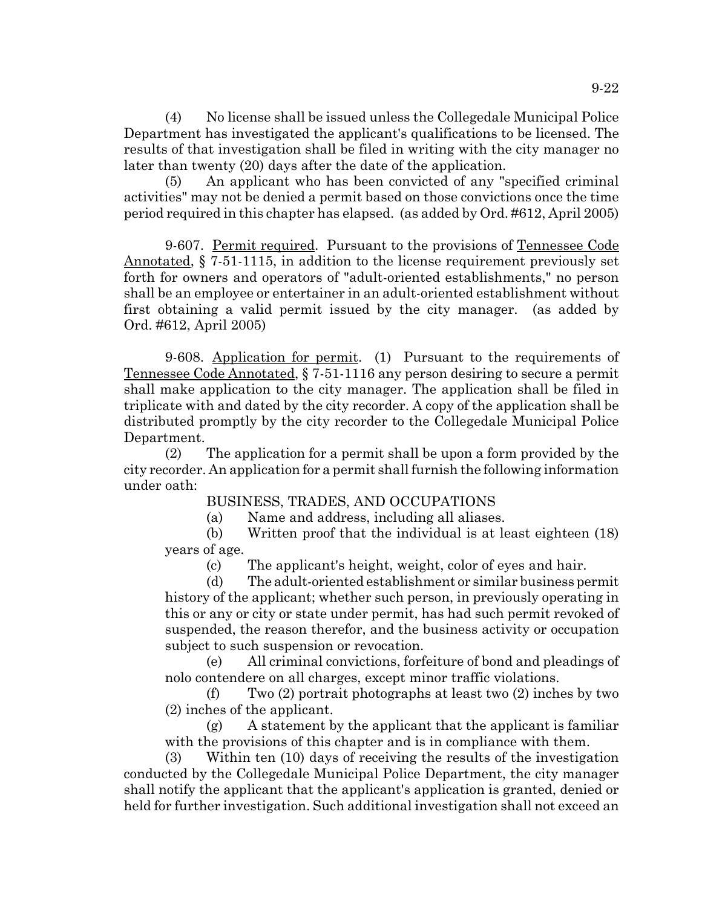(4) No license shall be issued unless the Collegedale Municipal Police Department has investigated the applicant's qualifications to be licensed. The results of that investigation shall be filed in writing with the city manager no later than twenty (20) days after the date of the application.

(5) An applicant who has been convicted of any "specified criminal activities" may not be denied a permit based on those convictions once the time period required in this chapter has elapsed. (as added by Ord. #612, April 2005)

9-607. Permit required. Pursuant to the provisions of Tennessee Code Annotated, § 7-51-1115, in addition to the license requirement previously set forth for owners and operators of "adult-oriented establishments," no person shall be an employee or entertainer in an adult-oriented establishment without first obtaining a valid permit issued by the city manager. (as added by Ord. #612, April 2005)

9-608. Application for permit. (1) Pursuant to the requirements of Tennessee Code Annotated, § 7-51-1116 any person desiring to secure a permit shall make application to the city manager. The application shall be filed in triplicate with and dated by the city recorder. A copy of the application shall be distributed promptly by the city recorder to the Collegedale Municipal Police Department.

(2) The application for a permit shall be upon a form provided by the city recorder. An application for a permit shall furnish the following information under oath:

BUSINESS, TRADES, AND OCCUPATIONS

(a) Name and address, including all aliases.

(b) Written proof that the individual is at least eighteen (18) years of age.

(c) The applicant's height, weight, color of eyes and hair.

(d) The adult-oriented establishment or similar business permit history of the applicant; whether such person, in previously operating in this or any or city or state under permit, has had such permit revoked of suspended, the reason therefor, and the business activity or occupation subject to such suspension or revocation.

(e) All criminal convictions, forfeiture of bond and pleadings of nolo contendere on all charges, except minor traffic violations.

(f) Two (2) portrait photographs at least two (2) inches by two (2) inches of the applicant.

(g) A statement by the applicant that the applicant is familiar with the provisions of this chapter and is in compliance with them.

(3) Within ten (10) days of receiving the results of the investigation conducted by the Collegedale Municipal Police Department, the city manager shall notify the applicant that the applicant's application is granted, denied or held for further investigation. Such additional investigation shall not exceed an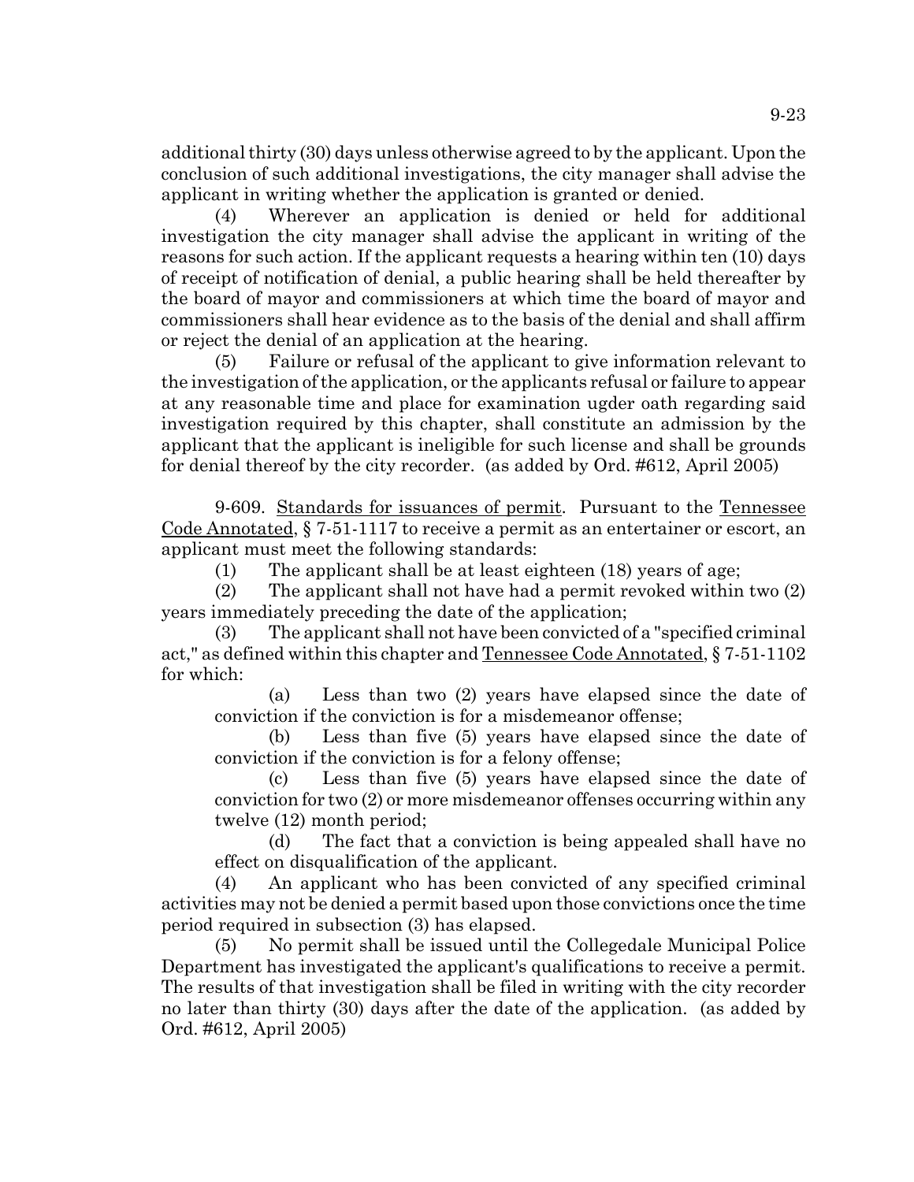additional thirty (30) days unless otherwise agreed to by the applicant. Upon the conclusion of such additional investigations, the city manager shall advise the applicant in writing whether the application is granted or denied.

(4) Wherever an application is denied or held for additional investigation the city manager shall advise the applicant in writing of the reasons for such action. If the applicant requests a hearing within ten (10) days of receipt of notification of denial, a public hearing shall be held thereafter by the board of mayor and commissioners at which time the board of mayor and commissioners shall hear evidence as to the basis of the denial and shall affirm or reject the denial of an application at the hearing.

(5) Failure or refusal of the applicant to give information relevant to the investigation of the application, or the applicants refusal or failure to appear at any reasonable time and place for examination ugder oath regarding said investigation required by this chapter, shall constitute an admission by the applicant that the applicant is ineligible for such license and shall be grounds for denial thereof by the city recorder. (as added by Ord. #612, April 2005)

9-609. Standards for issuances of permit. Pursuant to the Tennessee Code Annotated, § 7-51-1117 to receive a permit as an entertainer or escort, an applicant must meet the following standards:

(1) The applicant shall be at least eighteen (18) years of age;

(2) The applicant shall not have had a permit revoked within two (2) years immediately preceding the date of the application;

(3) The applicant shall not have been convicted of a "specified criminal act," as defined within this chapter and Tennessee Code Annotated, § 7-51-1102 for which:

(a) Less than two (2) years have elapsed since the date of conviction if the conviction is for a misdemeanor offense;

(b) Less than five (5) years have elapsed since the date of conviction if the conviction is for a felony offense;

(c) Less than five (5) years have elapsed since the date of conviction for two (2) or more misdemeanor offenses occurring within any twelve (12) month period;

(d) The fact that a conviction is being appealed shall have no effect on disqualification of the applicant.

(4) An applicant who has been convicted of any specified criminal activities may not be denied a permit based upon those convictions once the time period required in subsection (3) has elapsed.

(5) No permit shall be issued until the Collegedale Municipal Police Department has investigated the applicant's qualifications to receive a permit. The results of that investigation shall be filed in writing with the city recorder no later than thirty (30) days after the date of the application. (as added by Ord. #612, April 2005)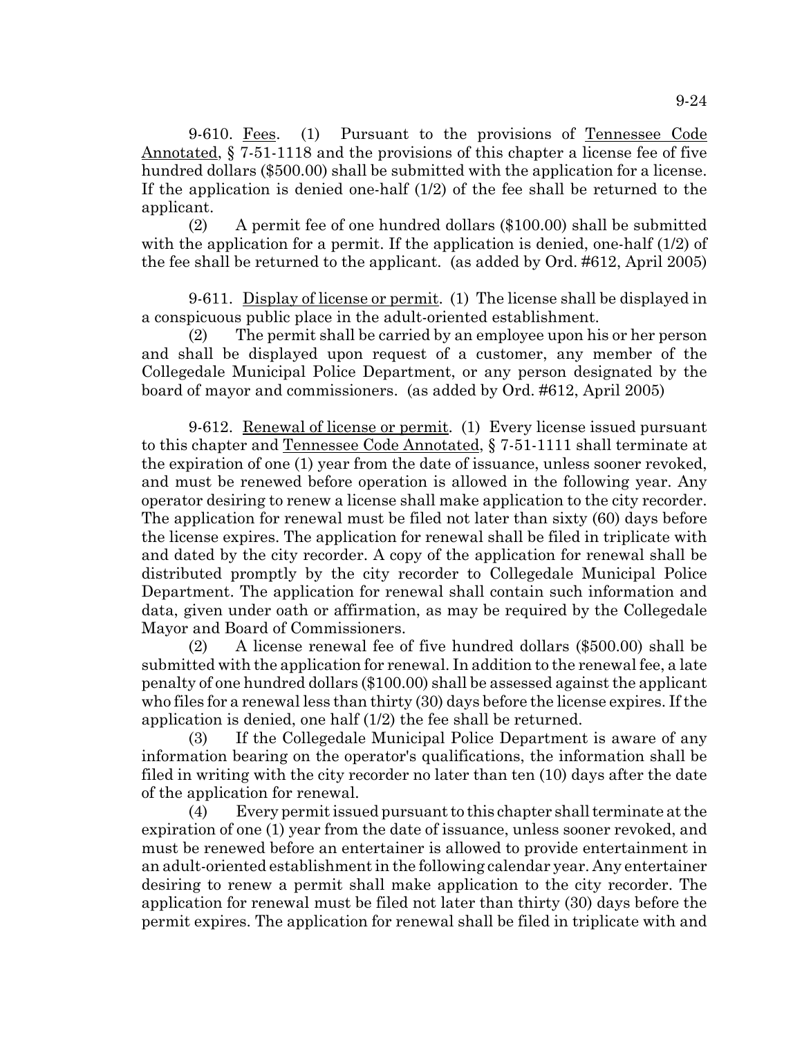9-610. Fees. (1) Pursuant to the provisions of Tennessee Code Annotated, § 7-51-1118 and the provisions of this chapter a license fee of five hundred dollars ($500.00) shall be submitted with the application for a license. If the application is denied one-half (1/2) of the fee shall be returned to the applicant.

(2) A permit fee of one hundred dollars ($100.00) shall be submitted with the application for a permit. If the application is denied, one-half (1/2) of the fee shall be returned to the applicant. (as added by Ord. #612, April 2005)

9-611. Display of license or permit. (1) The license shall be displayed in a conspicuous public place in the adult-oriented establishment.

(2) The permit shall be carried by an employee upon his or her person and shall be displayed upon request of a customer, any member of the Collegedale Municipal Police Department, or any person designated by the board of mayor and commissioners. (as added by Ord. #612, April 2005)

9-612. Renewal of license or permit. (1) Every license issued pursuant to this chapter and Tennessee Code Annotated, § 7-51-1111 shall terminate at the expiration of one (1) year from the date of issuance, unless sooner revoked, and must be renewed before operation is allowed in the following year. Any operator desiring to renew a license shall make application to the city recorder. The application for renewal must be filed not later than sixty (60) days before the license expires. The application for renewal shall be filed in triplicate with and dated by the city recorder. A copy of the application for renewal shall be distributed promptly by the city recorder to Collegedale Municipal Police Department. The application for renewal shall contain such information and data, given under oath or affirmation, as may be required by the Collegedale Mayor and Board of Commissioners.

(2) A license renewal fee of five hundred dollars ($500.00) shall be submitted with the application for renewal. In addition to the renewal fee, a late penalty of one hundred dollars ($100.00) shall be assessed against the applicant who files for a renewal less than thirty (30) days before the license expires. If the application is denied, one half (1/2) the fee shall be returned.

(3) If the Collegedale Municipal Police Department is aware of any information bearing on the operator's qualifications, the information shall be filed in writing with the city recorder no later than ten (10) days after the date of the application for renewal.

(4) Every permit issued pursuant to this chapter shall terminate at the expiration of one (1) year from the date of issuance, unless sooner revoked, and must be renewed before an entertainer is allowed to provide entertainment in an adult-oriented establishment in the following calendar year. Any entertainer desiring to renew a permit shall make application to the city recorder. The application for renewal must be filed not later than thirty (30) days before the permit expires. The application for renewal shall be filed in triplicate with and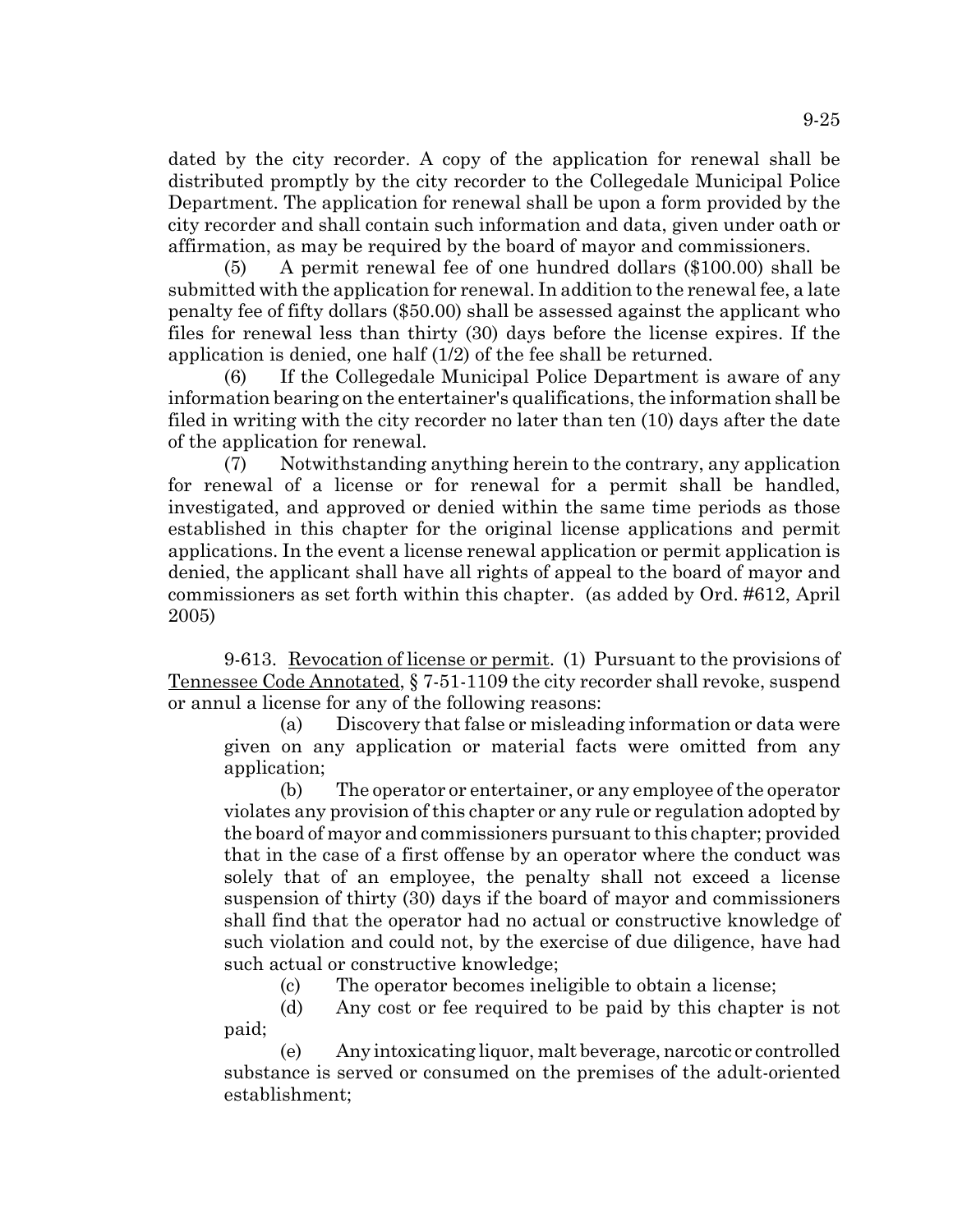dated by the city recorder. A copy of the application for renewal shall be distributed promptly by the city recorder to the Collegedale Municipal Police Department. The application for renewal shall be upon a form provided by the city recorder and shall contain such information and data, given under oath or affirmation, as may be required by the board of mayor and commissioners.

(5) A permit renewal fee of one hundred dollars ($100.00) shall be submitted with the application for renewal. In addition to the renewal fee, a late penalty fee of fifty dollars ($50.00) shall be assessed against the applicant who files for renewal less than thirty (30) days before the license expires. If the application is denied, one half (1/2) of the fee shall be returned.

(6) If the Collegedale Municipal Police Department is aware of any information bearing on the entertainer's qualifications, the information shall be filed in writing with the city recorder no later than ten (10) days after the date of the application for renewal.

(7) Notwithstanding anything herein to the contrary, any application for renewal of a license or for renewal for a permit shall be handled, investigated, and approved or denied within the same time periods as those established in this chapter for the original license applications and permit applications. In the event a license renewal application or permit application is denied, the applicant shall have all rights of appeal to the board of mayor and commissioners as set forth within this chapter. (as added by Ord. #612, April 2005)

9-613. Revocation of license or permit. (1) Pursuant to the provisions of Tennessee Code Annotated, § 7-51-1109 the city recorder shall revoke, suspend or annul a license for any of the following reasons:

(a) Discovery that false or misleading information or data were given on any application or material facts were omitted from any application;

(b) The operator or entertainer, or any employee of the operator violates any provision of this chapter or any rule or regulation adopted by the board of mayor and commissioners pursuant to this chapter; provided that in the case of a first offense by an operator where the conduct was solely that of an employee, the penalty shall not exceed a license suspension of thirty (30) days if the board of mayor and commissioners shall find that the operator had no actual or constructive knowledge of such violation and could not, by the exercise of due diligence, have had such actual or constructive knowledge;

(c) The operator becomes ineligible to obtain a license;

(d) Any cost or fee required to be paid by this chapter is not paid;

(e) Any intoxicating liquor, malt beverage, narcotic or controlled substance is served or consumed on the premises of the adult-oriented establishment;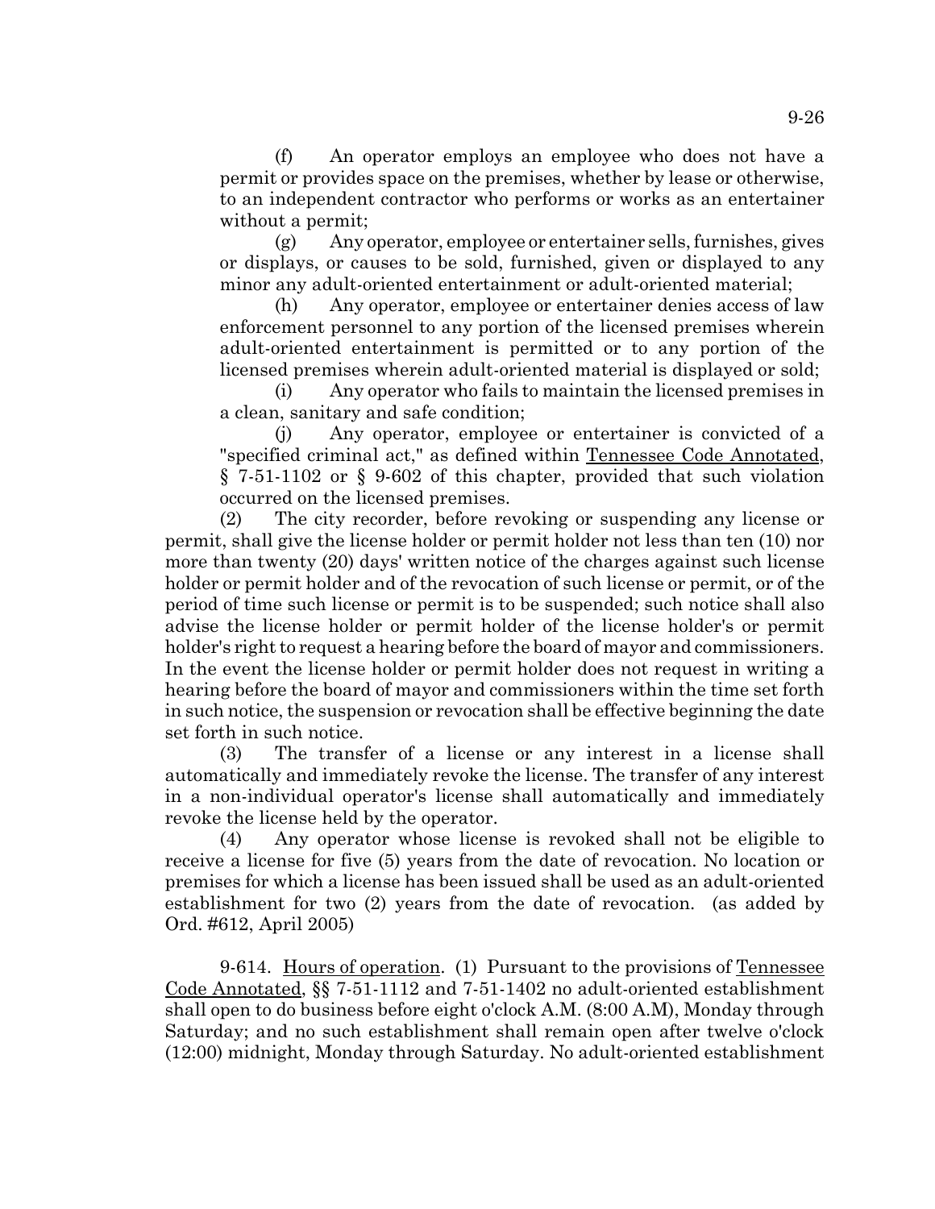(f) An operator employs an employee who does not have a permit or provides space on the premises, whether by lease or otherwise, to an independent contractor who performs or works as an entertainer without a permit;

(g) Any operator, employee or entertainer sells, furnishes, gives or displays, or causes to be sold, furnished, given or displayed to any minor any adult-oriented entertainment or adult-oriented material;

(h) Any operator, employee or entertainer denies access of law enforcement personnel to any portion of the licensed premises wherein adult-oriented entertainment is permitted or to any portion of the licensed premises wherein adult-oriented material is displayed or sold;

(i) Any operator who fails to maintain the licensed premises in a clean, sanitary and safe condition;

(j) Any operator, employee or entertainer is convicted of a "specified criminal act," as defined within Tennessee Code Annotated, § 7-51-1102 or § 9-602 of this chapter, provided that such violation occurred on the licensed premises.

(2) The city recorder, before revoking or suspending any license or permit, shall give the license holder or permit holder not less than ten (10) nor more than twenty (20) days' written notice of the charges against such license holder or permit holder and of the revocation of such license or permit, or of the period of time such license or permit is to be suspended; such notice shall also advise the license holder or permit holder of the license holder's or permit holder's right to request a hearing before the board of mayor and commissioners. In the event the license holder or permit holder does not request in writing a hearing before the board of mayor and commissioners within the time set forth in such notice, the suspension or revocation shall be effective beginning the date set forth in such notice.

(3) The transfer of a license or any interest in a license shall automatically and immediately revoke the license. The transfer of any interest in a non-individual operator's license shall automatically and immediately revoke the license held by the operator.

(4) Any operator whose license is revoked shall not be eligible to receive a license for five (5) years from the date of revocation. No location or premises for which a license has been issued shall be used as an adult-oriented establishment for two (2) years from the date of revocation. (as added by Ord. #612, April 2005)

9-614. Hours of operation. (1) Pursuant to the provisions of Tennessee Code Annotated, §§ 7-51-1112 and 7-51-1402 no adult-oriented establishment shall open to do business before eight o'clock A.M. (8:00 A.M), Monday through Saturday; and no such establishment shall remain open after twelve o'clock (12:00) midnight, Monday through Saturday. No adult-oriented establishment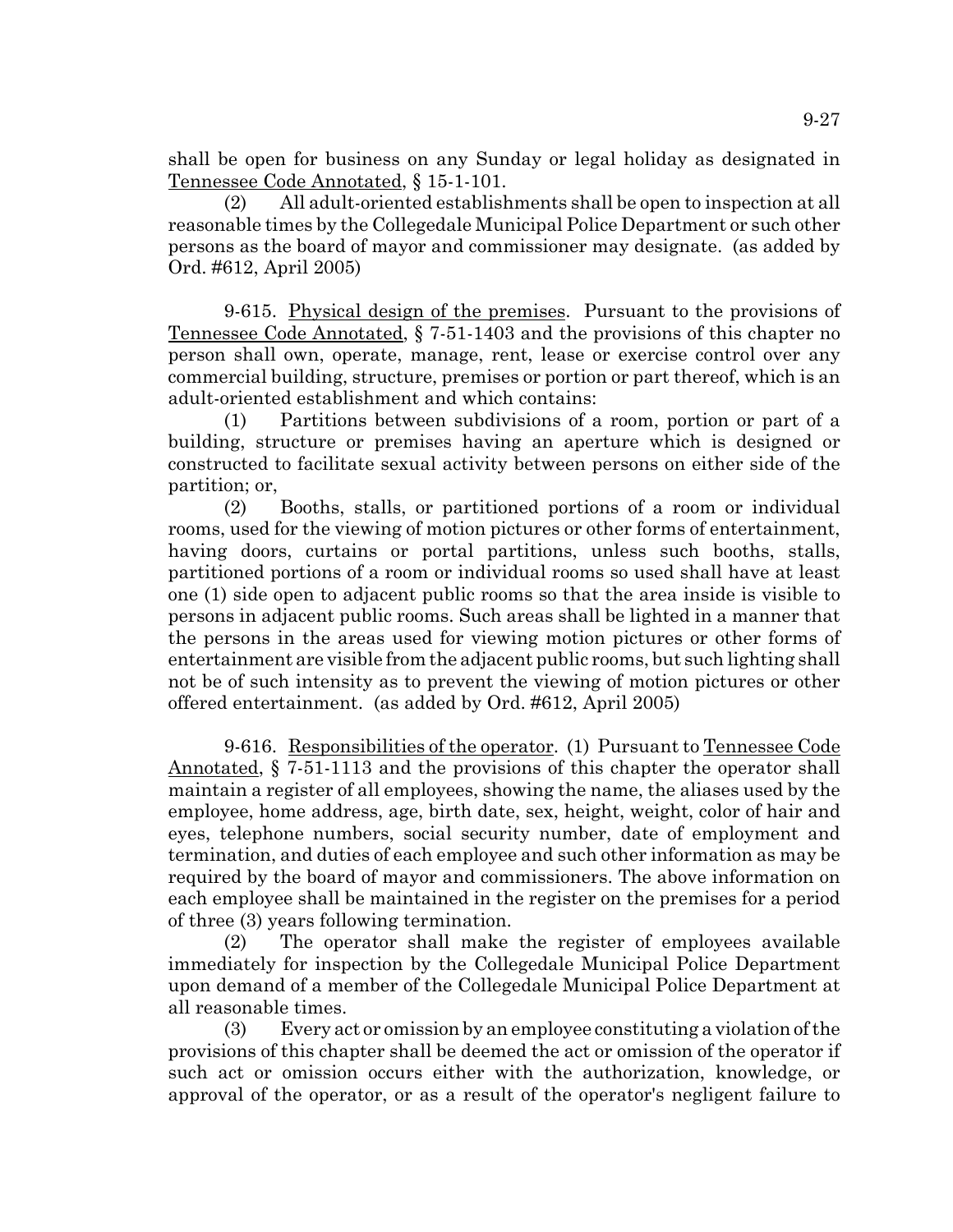shall be open for business on any Sunday or legal holiday as designated in Tennessee Code Annotated, § 15-1-101.

(2) All adult-oriented establishments shall be open to inspection at all reasonable times by the Collegedale Municipal Police Department or such other persons as the board of mayor and commissioner may designate. (as added by Ord. #612, April 2005)

9-615. Physical design of the premises. Pursuant to the provisions of Tennessee Code Annotated, § 7-51-1403 and the provisions of this chapter no person shall own, operate, manage, rent, lease or exercise control over any commercial building, structure, premises or portion or part thereof, which is an adult-oriented establishment and which contains:

(1) Partitions between subdivisions of a room, portion or part of a building, structure or premises having an aperture which is designed or constructed to facilitate sexual activity between persons on either side of the partition; or,

(2) Booths, stalls, or partitioned portions of a room or individual rooms, used for the viewing of motion pictures or other forms of entertainment, having doors, curtains or portal partitions, unless such booths, stalls, partitioned portions of a room or individual rooms so used shall have at least one (1) side open to adjacent public rooms so that the area inside is visible to persons in adjacent public rooms. Such areas shall be lighted in a manner that the persons in the areas used for viewing motion pictures or other forms of entertainment are visible from the adjacent public rooms, but such lighting shall not be of such intensity as to prevent the viewing of motion pictures or other offered entertainment. (as added by Ord. #612, April 2005)

9-616. Responsibilities of the operator. (1) Pursuant to Tennessee Code Annotated, § 7-51-1113 and the provisions of this chapter the operator shall maintain a register of all employees, showing the name, the aliases used by the employee, home address, age, birth date, sex, height, weight, color of hair and eyes, telephone numbers, social security number, date of employment and termination, and duties of each employee and such other information as may be required by the board of mayor and commissioners. The above information on each employee shall be maintained in the register on the premises for a period of three (3) years following termination.

(2) The operator shall make the register of employees available immediately for inspection by the Collegedale Municipal Police Department upon demand of a member of the Collegedale Municipal Police Department at all reasonable times.

(3) Every act or omission by an employee constituting a violation of the provisions of this chapter shall be deemed the act or omission of the operator if such act or omission occurs either with the authorization, knowledge, or approval of the operator, or as a result of the operator's negligent failure to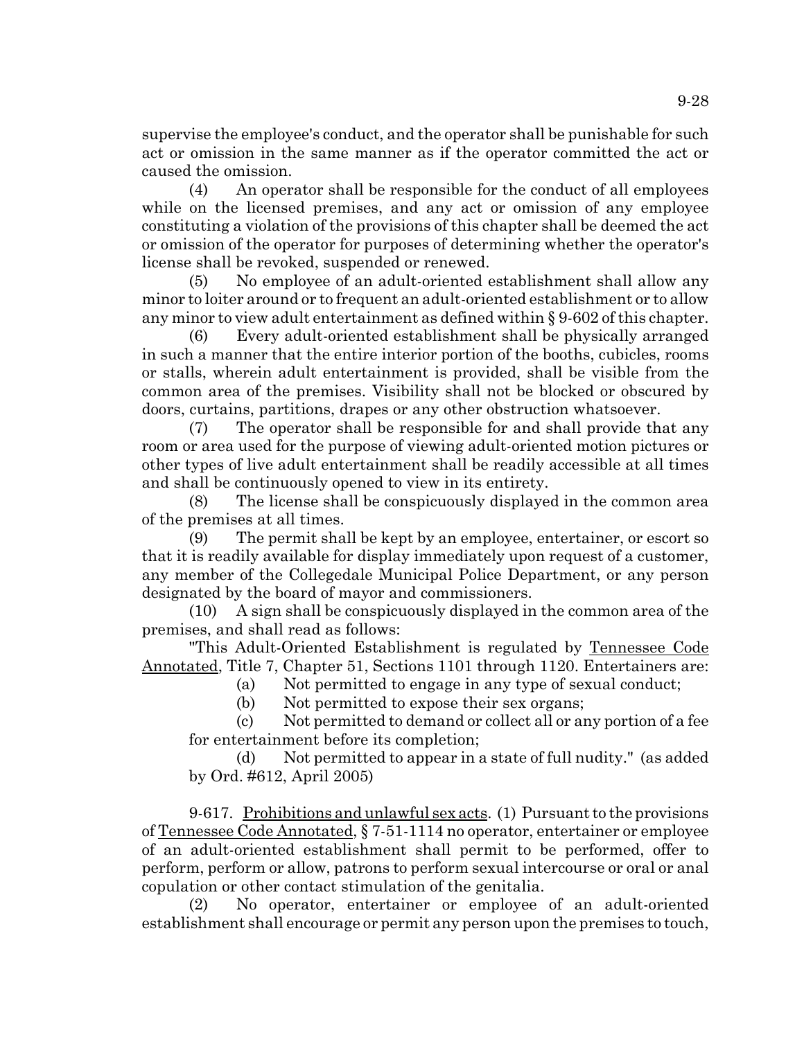supervise the employee's conduct, and the operator shall be punishable for such act or omission in the same manner as if the operator committed the act or caused the omission.

(4) An operator shall be responsible for the conduct of all employees while on the licensed premises, and any act or omission of any employee constituting a violation of the provisions of this chapter shall be deemed the act or omission of the operator for purposes of determining whether the operator's license shall be revoked, suspended or renewed.

(5) No employee of an adult-oriented establishment shall allow any minor to loiter around or to frequent an adult-oriented establishment or to allow any minor to view adult entertainment as defined within § 9-602 of this chapter.

(6) Every adult-oriented establishment shall be physically arranged in such a manner that the entire interior portion of the booths, cubicles, rooms or stalls, wherein adult entertainment is provided, shall be visible from the common area of the premises. Visibility shall not be blocked or obscured by doors, curtains, partitions, drapes or any other obstruction whatsoever.

(7) The operator shall be responsible for and shall provide that any room or area used for the purpose of viewing adult-oriented motion pictures or other types of live adult entertainment shall be readily accessible at all times and shall be continuously opened to view in its entirety.

(8) The license shall be conspicuously displayed in the common area of the premises at all times.

(9) The permit shall be kept by an employee, entertainer, or escort so that it is readily available for display immediately upon request of a customer, any member of the Collegedale Municipal Police Department, or any person designated by the board of mayor and commissioners.

(10) A sign shall be conspicuously displayed in the common area of the premises, and shall read as follows:

"This Adult-Oriented Establishment is regulated by Tennessee Code Annotated, Title 7, Chapter 51, Sections 1101 through 1120. Entertainers are:

(a) Not permitted to engage in any type of sexual conduct;

(b) Not permitted to expose their sex organs;

(c) Not permitted to demand or collect all or any portion of a fee for entertainment before its completion;

(d) Not permitted to appear in a state of full nudity." (as added by Ord. #612, April 2005)

9-617. Prohibitions and unlawful sex acts. (1) Pursuant to the provisions of Tennessee Code Annotated, § 7-51-1114 no operator, entertainer or employee of an adult-oriented establishment shall permit to be performed, offer to perform, perform or allow, patrons to perform sexual intercourse or oral or anal copulation or other contact stimulation of the genitalia.

(2) No operator, entertainer or employee of an adult-oriented establishment shall encourage or permit any person upon the premises to touch,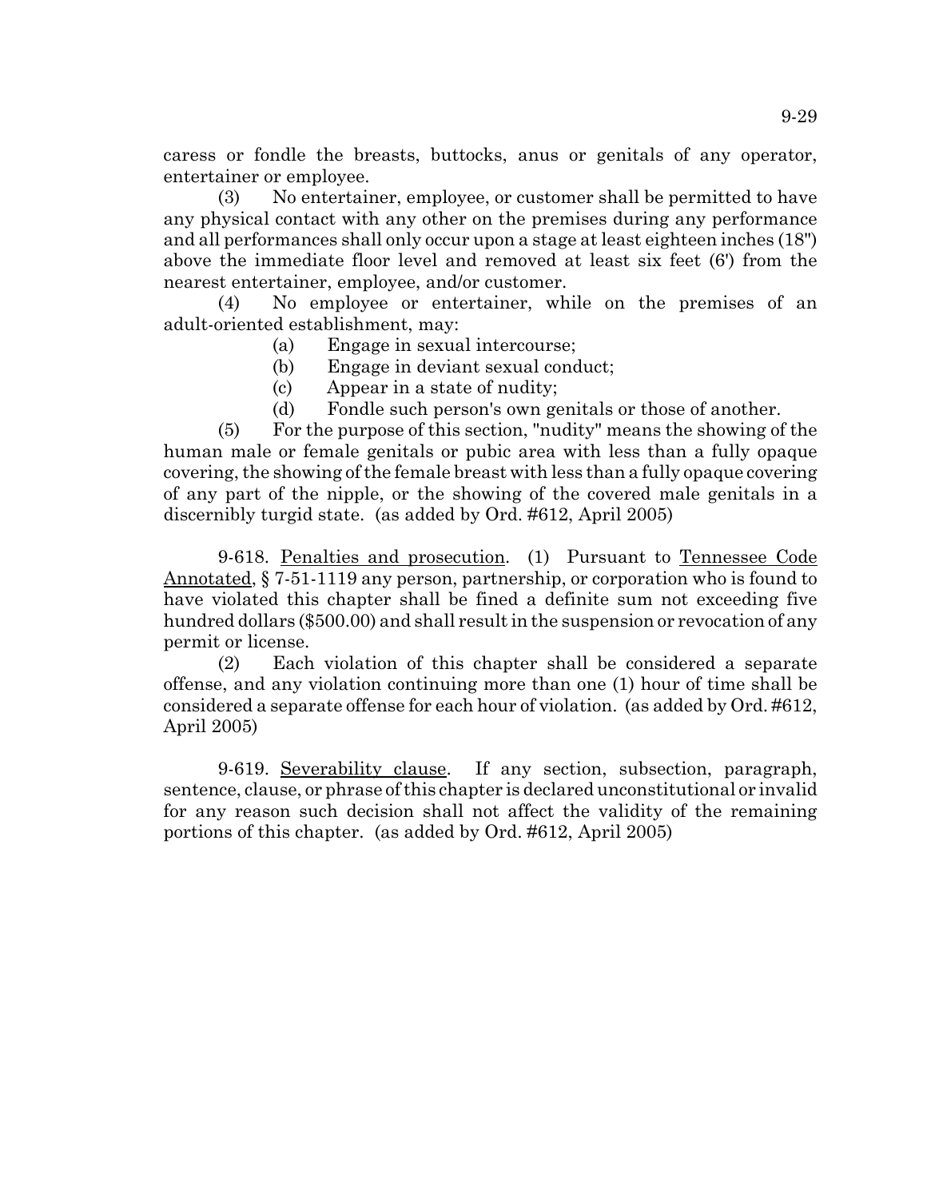caress or fondle the breasts, buttocks, anus or genitals of any operator, entertainer or employee.

(3) No entertainer, employee, or customer shall be permitted to have any physical contact with any other on the premises during any performance and all performances shall only occur upon a stage at least eighteen inches (18") above the immediate floor level and removed at least six feet (6') from the nearest entertainer, employee, and/or customer.

(4) No employee or entertainer, while on the premises of an adult-oriented establishment, may:

(a) Engage in sexual intercourse;

(b) Engage in deviant sexual conduct;

(c) Appear in a state of nudity;

(d) Fondle such person's own genitals or those of another.

(5) For the purpose of this section, "nudity" means the showing of the human male or female genitals or pubic area with less than a fully opaque covering, the showing of the female breast with less than a fully opaque covering of any part of the nipple, or the showing of the covered male genitals in a discernibly turgid state. (as added by Ord. #612, April 2005)

9-618. Penalties and prosecution. (1) Pursuant to Tennessee Code Annotated, § 7-51-1119 any person, partnership, or corporation who is found to have violated this chapter shall be fined a definite sum not exceeding five hundred dollars ($500.00) and shall result in the suspension or revocation of any permit or license.

(2) Each violation of this chapter shall be considered a separate offense, and any violation continuing more than one (1) hour of time shall be considered a separate offense for each hour of violation. (as added by Ord. #612, April 2005)

9-619. Severability clause. If any section, subsection, paragraph, sentence, clause, or phrase of this chapter is declared unconstitutional or invalid for any reason such decision shall not affect the validity of the remaining portions of this chapter. (as added by Ord. #612, April 2005)